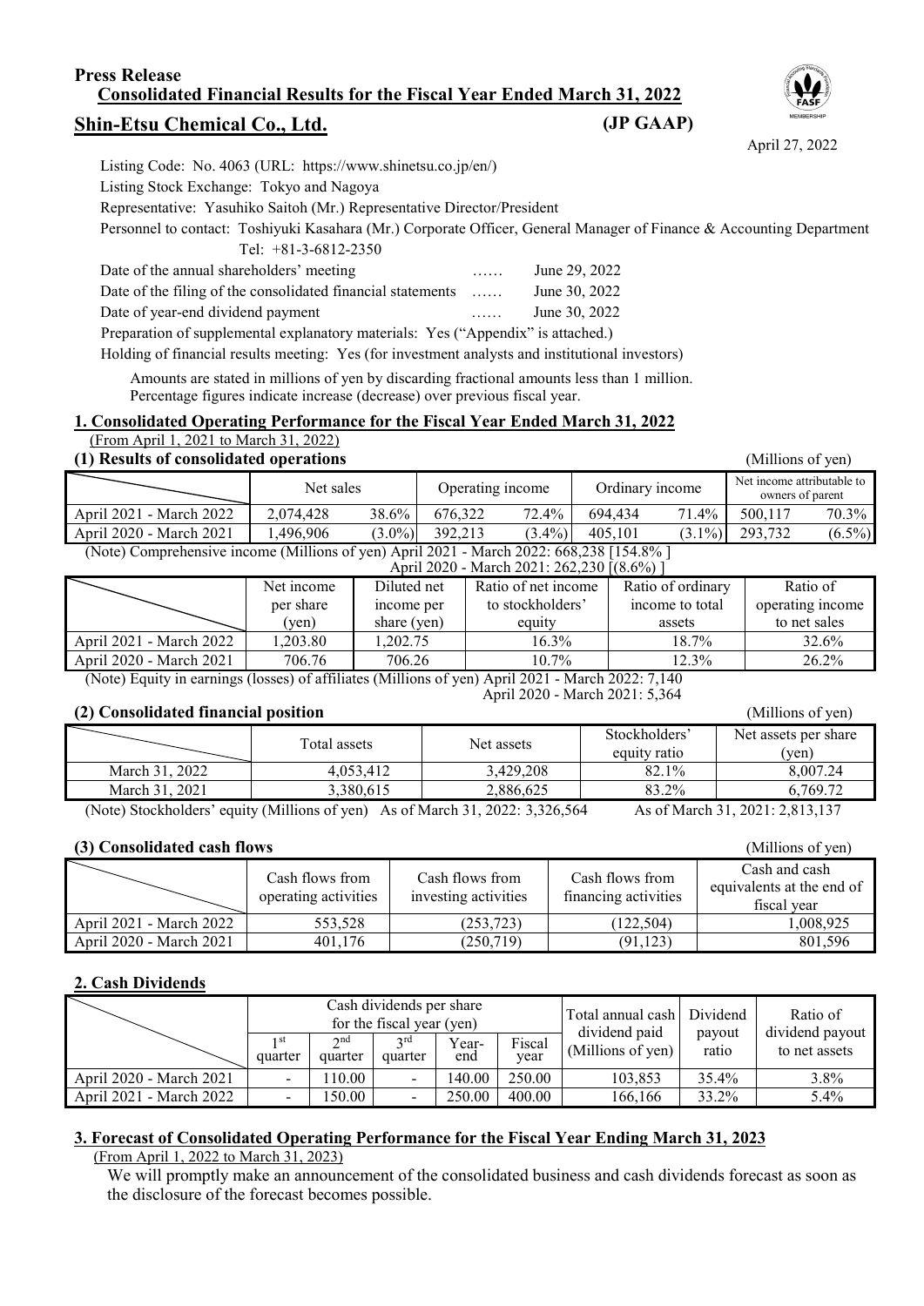**Press Release**

**Consolidated Financial Results for the Fiscal Year Ended March 31, 2022**

# Shin-Etsu Chemical Co., Ltd.

**(JP GAAP)**

April 27, 2022

Listing Code: No. 4063 (URL: https://www.shinetsu.co.jp/en/)

Listing Stock Exchange: Tokyo and Nagoya

Representative: Yasuhiko Saitoh (Mr.) Representative Director/President

Personnel to contact: Toshiyuki Kasahara (Mr.) Corporate Officer, General Manager of Finance & Accounting Department

Tel: +81-3-6812-2350

Date of the annual shareholders' meeting …… June 29, 2022

Date of the filing of the consolidated financial statements …… June 30, 2022

Date of year-end dividend payment …… June 30, 2022

Preparation of supplemental explanatory materials: Yes ("Appendix" is attached.)

Holding of financial results meeting: Yes (for investment analysts and institutional investors)

Amounts are stated in millions of yen by discarding fractional amounts less than 1 million.
Percentage figures indicate increase (decrease) over previous fiscal year.

## 1. Consolidated Operating Performance for the Fiscal Year Ended March 31, 2022

(From April 1, 2021 to March 31, 2022)

### (1) Results of consolidated operations

(Millions of yen)

| | Net sales | | Operating income | | Ordinary income | | Net income attributable to owners of parent | |
|---|---|---|---|---|---|---|---|---|
| April 2021 - March 2022 | 2,074,428 | 38.6% | 676,322 | 72.4% | 694,434 | 71.4% | 500,117 | 70.3% |
| April 2020 - March 2021 | 1,496,906 | (3.0%) | 392,213 | (3.4%) | 405,101 | (3.1%) | 293,732 | (6.5%) |

(Note) Comprehensive income (Millions of yen) April 2021 - March 2022: 668,238 [154.8% ]
April 2020 - March 2021: 262,230 [(8.6%) ]

| | Net income per share (yen) | Diluted net income per share (yen) | Ratio of net income to stockholders' equity | Ratio of ordinary income to total assets | Ratio of operating income to net sales |
|---|---|---|---|---|---|
| April 2021 - March 2022 | 1,203.80 | 1,202.75 | 16.3% | 18.7% | 32.6% |
| April 2020 - March 2021 | 706.76 | 706.26 | 10.7% | 12.3% | 26.2% |

(Note) Equity in earnings (losses) of affiliates (Millions of yen) April 2021 - March 2022: 7,140
April 2020 - March 2021: 5,364

### (2) Consolidated financial position

(Millions of yen)

| | Total assets | Net assets | Stockholders' equity ratio | Net assets per share (yen) |
|---|---|---|---|---|
| March 31, 2022 | 4,053,412 | 3,429,208 | 82.1% | 8,007.24 |
| March 31, 2021 | 3,380,615 | 2,886,625 | 83.2% | 6,769.72 |

(Note) Stockholders' equity (Millions of yen) As of March 31, 2022: 3,326,564 As of March 31, 2021: 2,813,137

### (3) Consolidated cash flows

(Millions of yen)

| | Cash flows from operating activities | Cash flows from investing activities | Cash flows from financing activities | Cash and cash equivalents at the end of fiscal year |
|---|---|---|---|---|
| April 2021 - March 2022 | 553,528 | (253,723) | (122,504) | 1,008,925 |
| April 2020 - March 2021 | 401,176 | (250,719) | (91,123) | 801,596 |

## 2. Cash Dividends

| | Cash dividends per share for the fiscal year (yen) | | | | | Total annual cash dividend paid (Millions of yen) | Dividend payout ratio | Ratio of dividend payout to net assets |
|---|---|---|---|---|---|---|---|---|
| | 1st quarter | 2nd quarter | 3rd quarter | Year-end | Fiscal year | | | |
| April 2020 - March 2021 | - | 110.00 | - | 140.00 | 250.00 | 103,853 | 35.4% | 3.8% |
| April 2021 - March 2022 | - | 150.00 | - | 250.00 | 400.00 | 166,166 | 33.2% | 5.4% |

## 3. Forecast of Consolidated Operating Performance for the Fiscal Year Ending March 31, 2023

(From April 1, 2022 to March 31, 2023)

We will promptly make an announcement of the consolidated business and cash dividends forecast as soon as the disclosure of the forecast becomes possible.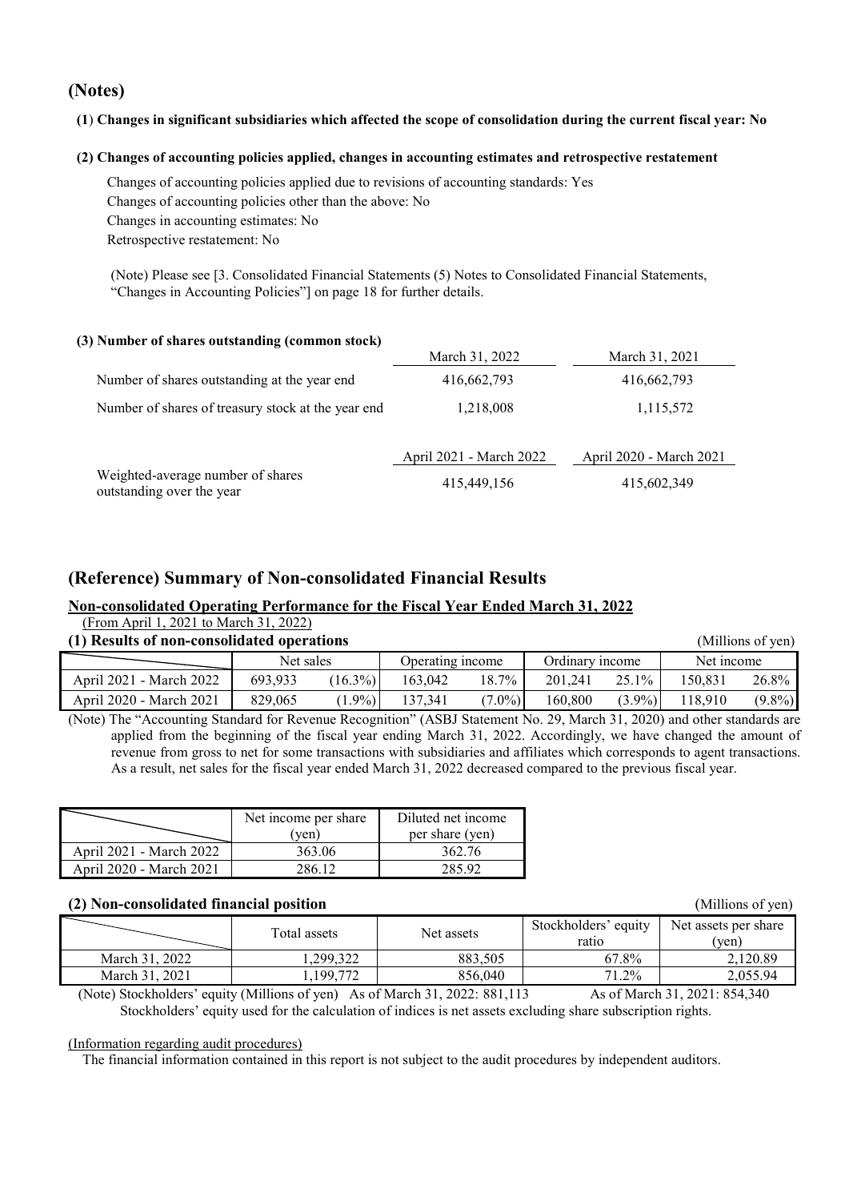## (Notes)

**(1) Changes in significant subsidiaries which affected the scope of consolidation during the current fiscal year: No**

**(2) Changes of accounting policies applied, changes in accounting estimates and retrospective restatement**

Changes of accounting policies applied due to revisions of accounting standards: Yes
Changes of accounting policies other than the above: No
Changes in accounting estimates: No
Retrospective restatement: No

(Note) Please see [3. Consolidated Financial Statements (5) Notes to Consolidated Financial Statements, "Changes in Accounting Policies"] on page 18 for further details.

**(3) Number of shares outstanding (common stock)**

| | March 31, 2022 | March 31, 2021 |
|---|---|---|
| Number of shares outstanding at the year end | 416,662,793 | 416,662,793 |
| Number of shares of treasury stock at the year end | 1,218,008 | 1,115,572 |

| | April 2021 - March 2022 | April 2020 - March 2021 |
|---|---|---|
| Weighted-average number of shares outstanding over the year | 415,449,156 | 415,602,349 |

## (Reference) Summary of Non-consolidated Financial Results

### Non-consolidated Operating Performance for the Fiscal Year Ended March 31, 2022

(From April 1, 2021 to March 31, 2022)

**(1) Results of non-consolidated operations** (Millions of yen)

| | Net sales | | Operating income | | Ordinary income | | Net income | |
|---|---|---|---|---|---|---|---|---|
| April 2021 - March 2022 | 693,933 | (16.3%) | 163,042 | 18.7% | 201,241 | 25.1% | 150,831 | 26.8% |
| April 2020 - March 2021 | 829,065 | (1.9%) | 137,341 | (7.0%) | 160,800 | (3.9%) | 118,910 | (9.8%) |

(Note) The "Accounting Standard for Revenue Recognition" (ASBJ Statement No. 29, March 31, 2020) and other standards are applied from the beginning of the fiscal year ending March 31, 2022. Accordingly, we have changed the amount of revenue from gross to net for some transactions with subsidiaries and affiliates which corresponds to agent transactions. As a result, net sales for the fiscal year ended March 31, 2022 decreased compared to the previous fiscal year.

| | Net income per share (yen) | Diluted net income per share (yen) |
|---|---|---|
| April 2021 - March 2022 | 363.06 | 362.76 |
| April 2020 - March 2021 | 286.12 | 285.92 |

**(2) Non-consolidated financial position** (Millions of yen)

| | Total assets | Net assets | Stockholders' equity ratio | Net assets per share (yen) |
|---|---|---|---|---|
| March 31, 2022 | 1,299,322 | 883,505 | 67.8% | 2,120.89 |
| March 31, 2021 | 1,199,772 | 856,040 | 71.2% | 2,055.94 |

(Note) Stockholders' equity (Millions of yen) As of March 31, 2022: 881,113 As of March 31, 2021: 854,340
Stockholders' equity used for the calculation of indices is net assets excluding share subscription rights.

(Information regarding audit procedures)

The financial information contained in this report is not subject to the audit procedures by independent auditors.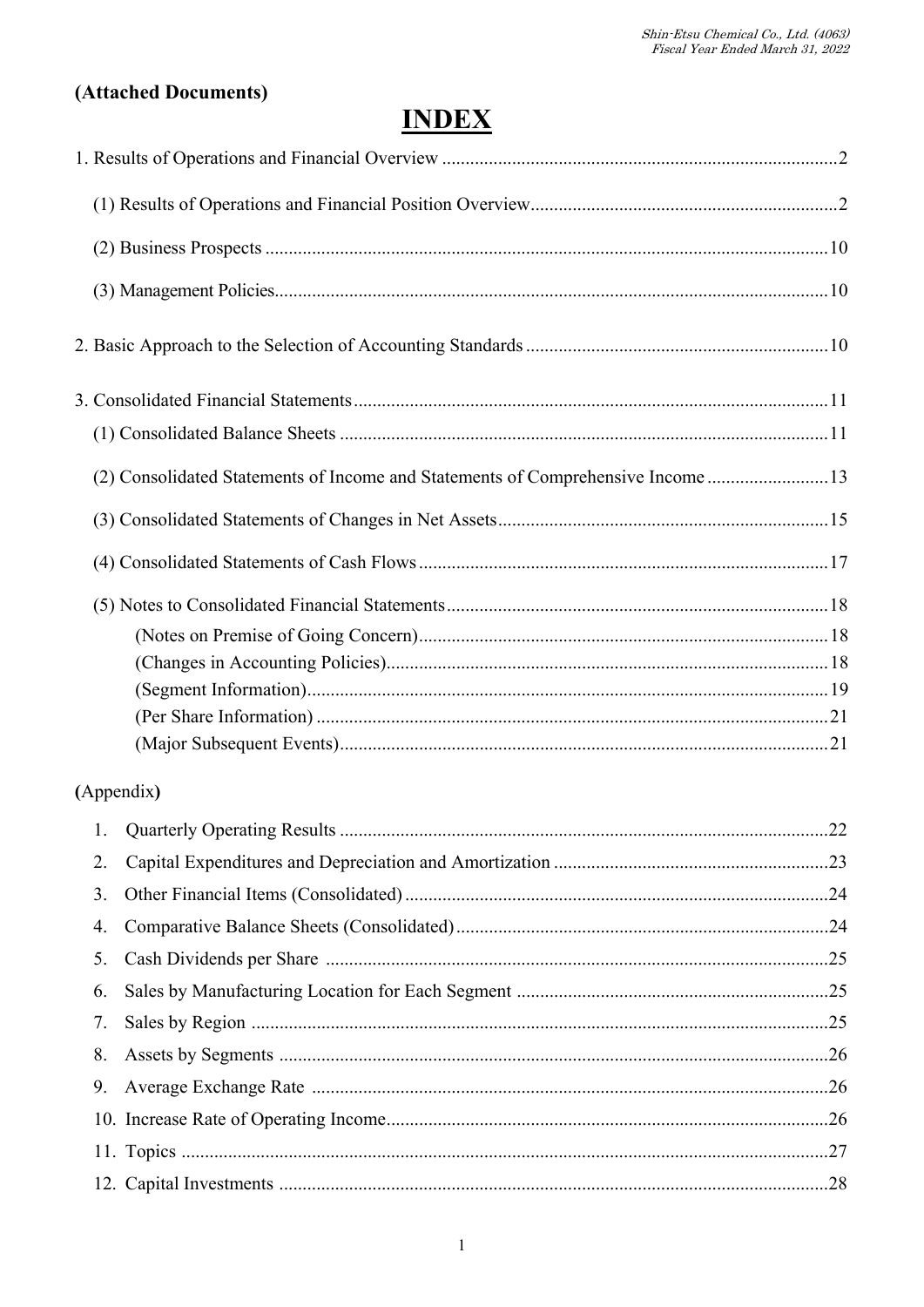**(Attached Documents)**

# INDEX

1. Results of Operations and Financial Overview .......... 2
   - (1) Results of Operations and Financial Position Overview .......... 2
   - (2) Business Prospects .......... 10
   - (3) Management Policies .......... 10
2. Basic Approach to the Selection of Accounting Standards .......... 10
3. Consolidated Financial Statements .......... 11
   - (1) Consolidated Balance Sheets .......... 11
   - (2) Consolidated Statements of Income and Statements of Comprehensive Income .......... 13
   - (3) Consolidated Statements of Changes in Net Assets .......... 15
   - (4) Consolidated Statements of Cash Flows .......... 17
   - (5) Notes to Consolidated Financial Statements .......... 18
     - (Notes on Premise of Going Concern) .......... 18
     - (Changes in Accounting Policies) .......... 18
     - (Segment Information) .......... 19
     - (Per Share Information) .......... 21
     - (Major Subsequent Events) .......... 21

**(**Appendix**)**

1. Quarterly Operating Results .......... 22
2. Capital Expenditures and Depreciation and Amortization .......... 23
3. Other Financial Items (Consolidated) .......... 24
4. Comparative Balance Sheets (Consolidated) .......... 24
5. Cash Dividends per Share .......... 25
6. Sales by Manufacturing Location for Each Segment .......... 25
7. Sales by Region .......... 25
8. Assets by Segments .......... 26
9. Average Exchange Rate .......... 26
10. Increase Rate of Operating Income .......... 26
11. Topics .......... 27
12. Capital Investments .......... 28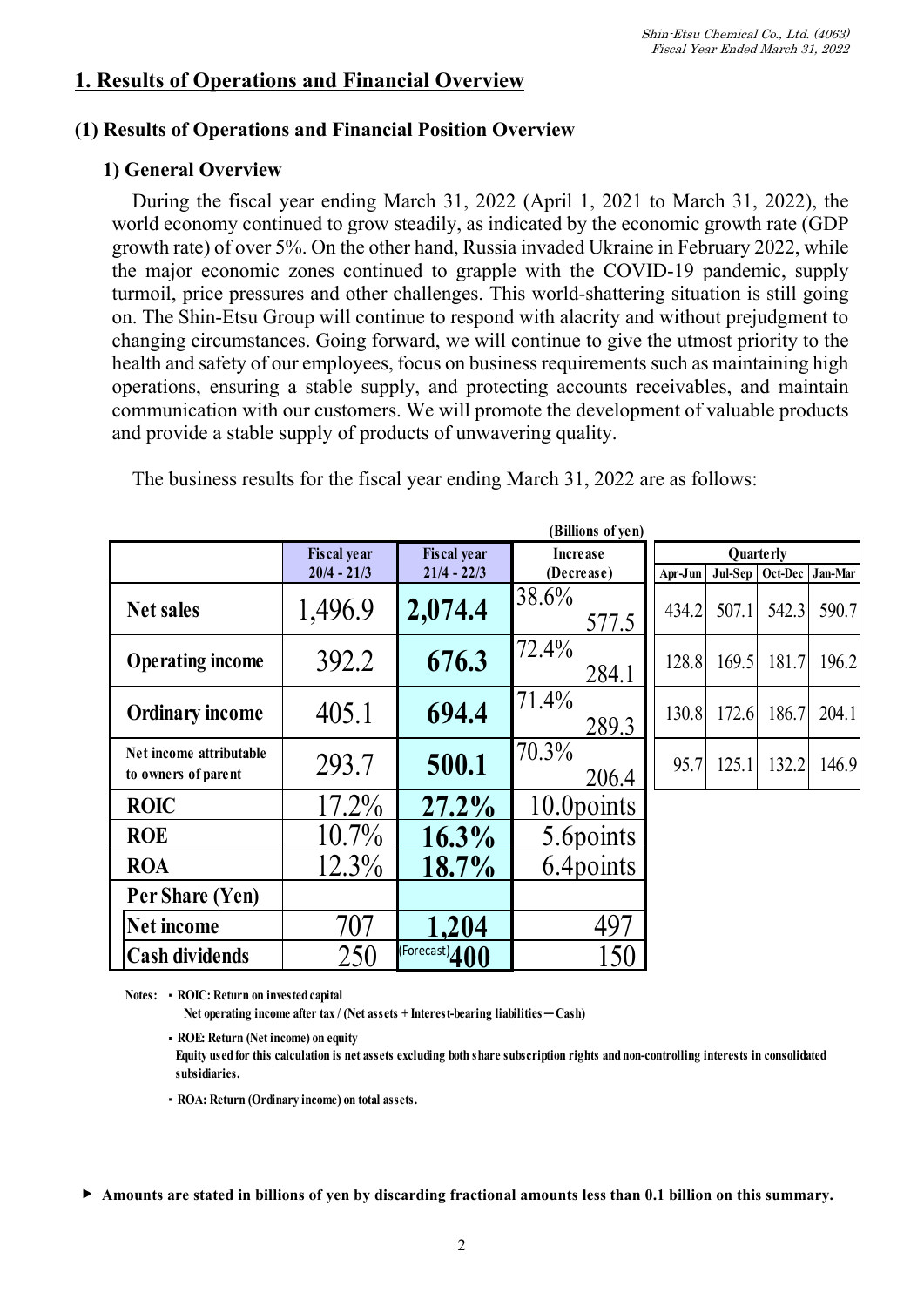# 1. Results of Operations and Financial Overview

## (1) Results of Operations and Financial Position Overview

### 1) General Overview

During the fiscal year ending March 31, 2022 (April 1, 2021 to March 31, 2022), the world economy continued to grow steadily, as indicated by the economic growth rate (GDP growth rate) of over 5%. On the other hand, Russia invaded Ukraine in February 2022, while the major economic zones continued to grapple with the COVID-19 pandemic, supply turmoil, price pressures and other challenges. This world-shattering situation is still going on. The Shin-Etsu Group will continue to respond with alacrity and without prejudgment to changing circumstances. Going forward, we will continue to give the utmost priority to the health and safety of our employees, focus on business requirements such as maintaining high operations, ensuring a stable supply, and protecting accounts receivables, and maintain communication with our customers. We will promote the development of valuable products and provide a stable supply of products of unwavering quality.

The business results for the fiscal year ending March 31, 2022 are as follows:

(Billions of yen)

| | Fiscal year 20/4 - 21/3 | Fiscal year 21/4 - 22/3 | Increase (Decrease) | | Quarterly | | | |
|---|---|---|---|---|---|---|---|---|
| | | | % | Amount | Apr-Jun | Jul-Sep | Oct-Dec | Jan-Mar |
| **Net sales** | 1,496.9 | **2,074.4** | 38.6% | 577.5 | 434.2 | 507.1 | 542.3 | 590.7 |
| **Operating income** | 392.2 | **676.3** | 72.4% | 284.1 | 128.8 | 169.5 | 181.7 | 196.2 |
| **Ordinary income** | 405.1 | **694.4** | 71.4% | 289.3 | 130.8 | 172.6 | 186.7 | 204.1 |
| **Net income attributable to owners of parent** | 293.7 | **500.1** | 70.3% | 206.4 | 95.7 | 125.1 | 132.2 | 146.9 |
| **ROIC** | 17.2% | **27.2%** | 10.0points | | | | | |
| **ROE** | 10.7% | **16.3%** | 5.6points | | | | | |
| **ROA** | 12.3% | **18.7%** | 6.4points | | | | | |
| **Per Share (Yen)** | | | | | | | | |
| **Net income** | 707 | **1,204** | 497 | | | | | |
| **Cash dividends** | 250 | (Forecast) **400** | 150 | | | | | |

Notes:
- ROIC: Return on invested capital
  Net operating income after tax / (Net assets + Interest-bearing liabilities－Cash)
- ROE: Return (Net income) on equity
  Equity used for this calculation is net assets excluding both share subscription rights and non-controlling interests in consolidated subsidiaries.
- ROA: Return (Ordinary income) on total assets.

▶ **Amounts are stated in billions of yen by discarding fractional amounts less than 0.1 billion on this summary.**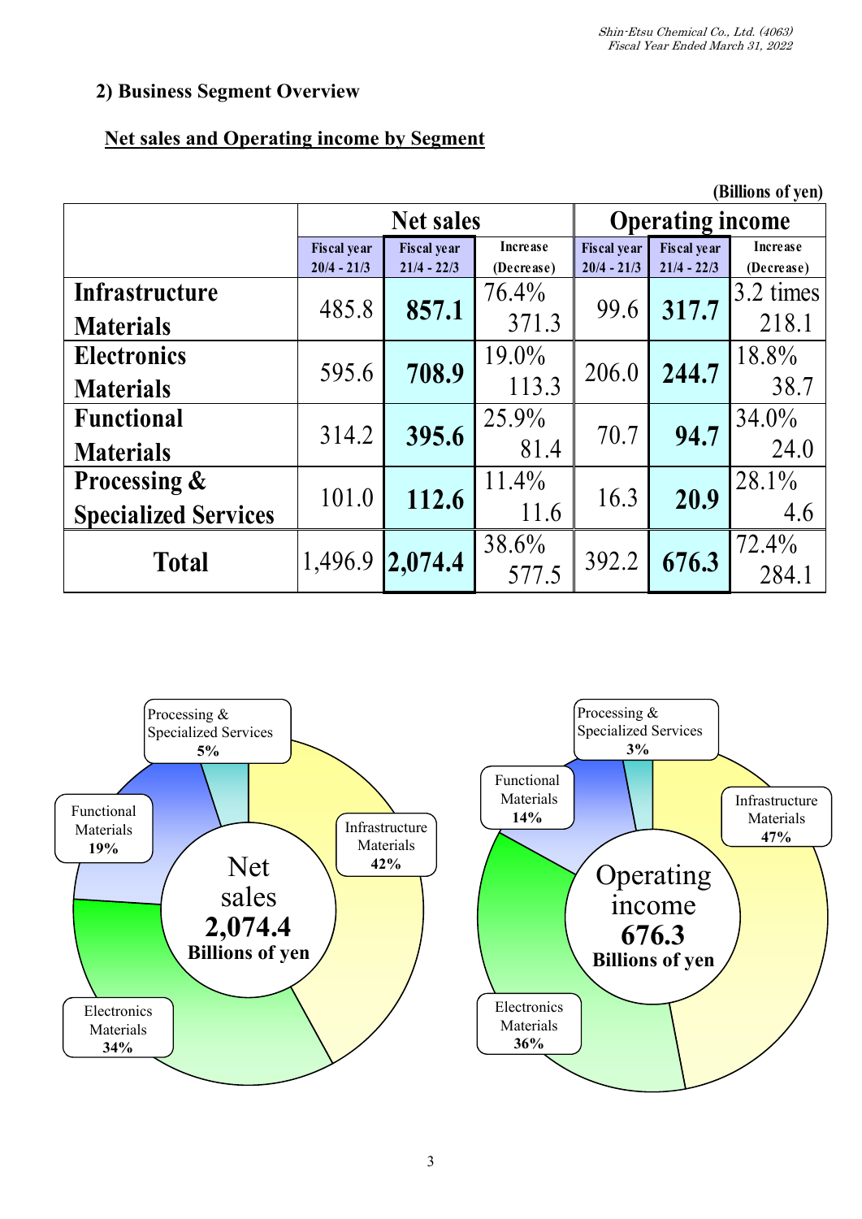## 2) Business Segment Overview

### Net sales and Operating income by Segment

(Billions of yen)

| | Net sales | | | Operating income | | |
|---|---|---|---|---|---|---|
| | Fiscal year 20/4 - 21/3 | Fiscal year 21/4 - 22/3 | Increase (Decrease) | Fiscal year 20/4 - 21/3 | Fiscal year 21/4 - 22/3 | Increase (Decrease) |
| **Infrastructure Materials** | 485.8 | **857.1** | 76.4% 371.3 | 99.6 | **317.7** | 3.2 times 218.1 |
| **Electronics Materials** | 595.6 | **708.9** | 19.0% 113.3 | 206.0 | **244.7** | 18.8% 38.7 |
| **Functional Materials** | 314.2 | **395.6** | 25.9% 81.4 | 70.7 | **94.7** | 34.0% 24.0 |
| **Processing & Specialized Services** | 101.0 | **112.6** | 11.4% 11.6 | 16.3 | **20.9** | 28.1% 4.6 |
| **Total** | 1,496.9 | **2,074.4** | 38.6% 577.5 | 392.2 | **676.3** | 72.4% 284.1 |

Net sales **2,074.4** **Billions of yen**

- Infrastructure Materials **42%**
- Electronics Materials **34%**
- Functional Materials **19%**
- Processing & Specialized Services **5%**

Operating income **676.3** **Billions of yen**

- Infrastructure Materials **47%**
- Electronics Materials **36%**
- Functional Materials **14%**
- Processing & Specialized Services **3%**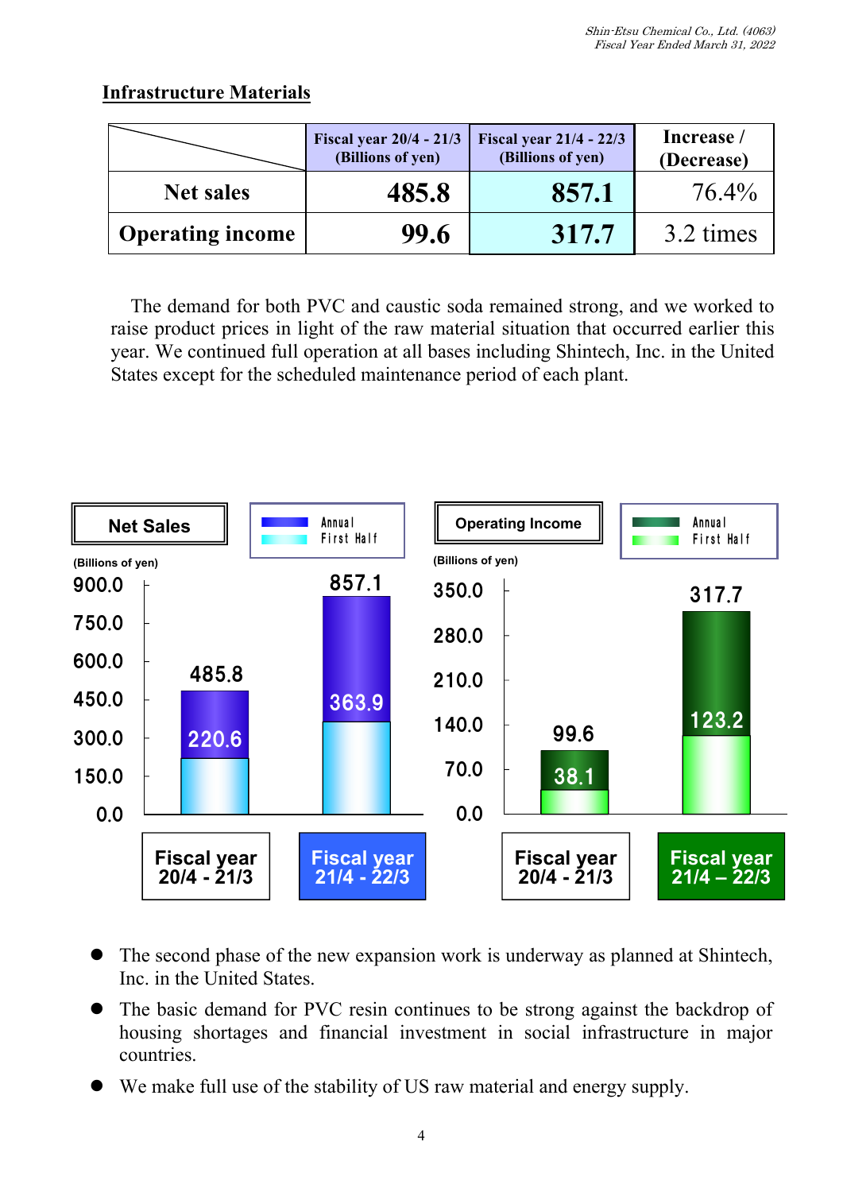## Infrastructure Materials

| | Fiscal year 20/4 - 21/3 (Billions of yen) | Fiscal year 21/4 - 22/3 (Billions of yen) | Increase / (Decrease) |
|---|---|---|---|
| Net sales | 485.8 | 857.1 | 76.4% |
| Operating income | 99.6 | 317.7 | 3.2 times |

The demand for both PVC and caustic soda remained strong, and we worked to raise product prices in light of the raw material situation that occurred earlier this year. We continued full operation at all bases including Shintech, Inc. in the United States except for the scheduled maintenance period of each plant.

**Net Sales** (Billions of yen)

| | Fiscal year 20/4 - 21/3 | Fiscal year 21/4 - 22/3 |
|---|---|---|
| Annual | 485.8 | 857.1 |
| First Half | 220.6 | 363.9 |

**Operating Income** (Billions of yen)

| | Fiscal year 20/4 - 21/3 | Fiscal year 21/4 – 22/3 |
|---|---|---|
| Annual | 99.6 | 317.7 |
| First Half | 38.1 | 123.2 |

- The second phase of the new expansion work is underway as planned at Shintech, Inc. in the United States.
- The basic demand for PVC resin continues to be strong against the backdrop of housing shortages and financial investment in social infrastructure in major countries.
- We make full use of the stability of US raw material and energy supply.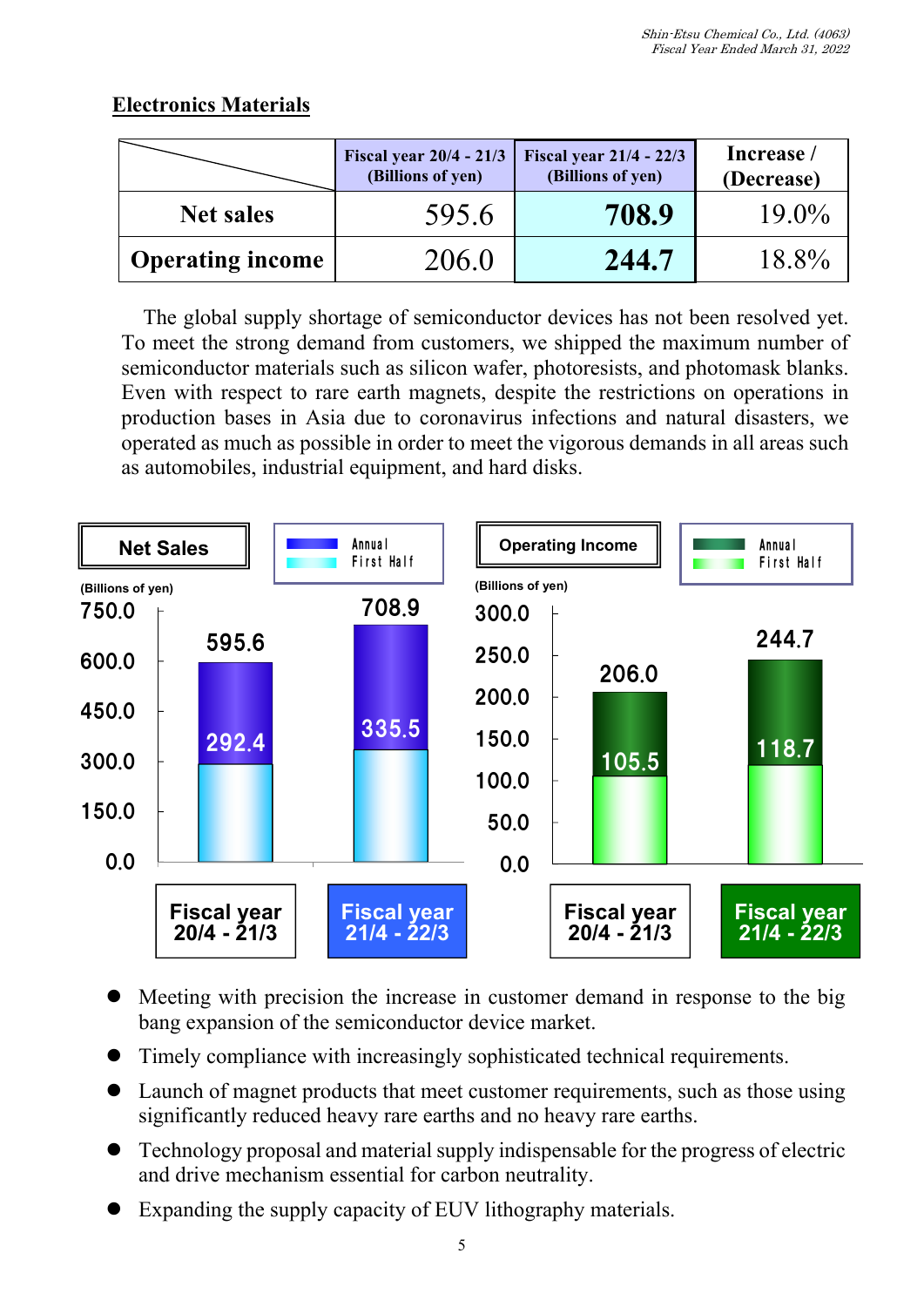## Electronics Materials

| | Fiscal year 20/4 - 21/3 (Billions of yen) | Fiscal year 21/4 - 22/3 (Billions of yen) | Increase / (Decrease) |
|---|---|---|---|
| Net sales | 595.6 | **708.9** | 19.0% |
| Operating income | 206.0 | **244.7** | 18.8% |

The global supply shortage of semiconductor devices has not been resolved yet. To meet the strong demand from customers, we shipped the maximum number of semiconductor materials such as silicon wafer, photoresists, and photomask blanks. Even with respect to rare earth magnets, despite the restrictions on operations in production bases in Asia due to coronavirus infections and natural disasters, we operated as much as possible in order to meet the vigorous demands in all areas such as automobiles, industrial equipment, and hard disks.

**Net Sales** (Billions of yen)

| | Fiscal year 20/4 - 21/3 | Fiscal year 21/4 - 22/3 |
|---|---|---|
| Annual | 595.6 | 708.9 |
| First Half | 292.4 | 335.5 |

**Operating Income** (Billions of yen)

| | Fiscal year 20/4 - 21/3 | Fiscal year 21/4 - 22/3 |
|---|---|---|
| Annual | 206.0 | 244.7 |
| First Half | 105.5 | 118.7 |

- Meeting with precision the increase in customer demand in response to the big bang expansion of the semiconductor device market.
- Timely compliance with increasingly sophisticated technical requirements.
- Launch of magnet products that meet customer requirements, such as those using significantly reduced heavy rare earths and no heavy rare earths.
- Technology proposal and material supply indispensable for the progress of electric and drive mechanism essential for carbon neutrality.
- Expanding the supply capacity of EUV lithography materials.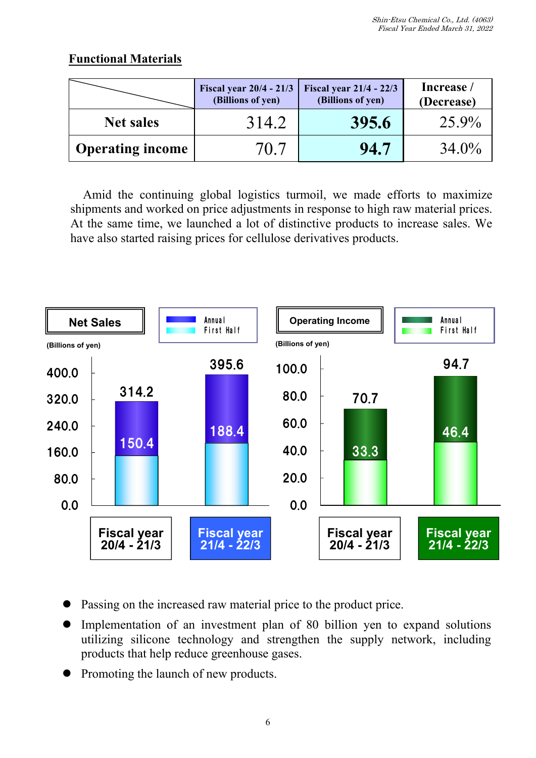## Functional Materials

| | Fiscal year 20/4 - 21/3 (Billions of yen) | Fiscal year 21/4 - 22/3 (Billions of yen) | Increase / (Decrease) |
|---|---|---|---|
| Net sales | 314.2 | **395.6** | 25.9% |
| Operating income | 70.7 | **94.7** | 34.0% |

Amid the continuing global logistics turmoil, we made efforts to maximize shipments and worked on price adjustments in response to high raw material prices. At the same time, we launched a lot of distinctive products to increase sales. We have also started raising prices for cellulose derivatives products.

**Net Sales** (Billions of yen)

| | Fiscal year 20/4 - 21/3 | Fiscal year 21/4 - 22/3 |
|---|---|---|
| Annual | 314.2 | 395.6 |
| First Half | 150.4 | 188.4 |

**Operating Income** (Billions of yen)

| | Fiscal year 20/4 - 21/3 | Fiscal year 21/4 - 22/3 |
|---|---|---|
| Annual | 70.7 | 94.7 |
| First Half | 33.3 | 46.4 |

- Passing on the increased raw material price to the product price.
- Implementation of an investment plan of 80 billion yen to expand solutions utilizing silicone technology and strengthen the supply network, including products that help reduce greenhouse gases.
- Promoting the launch of new products.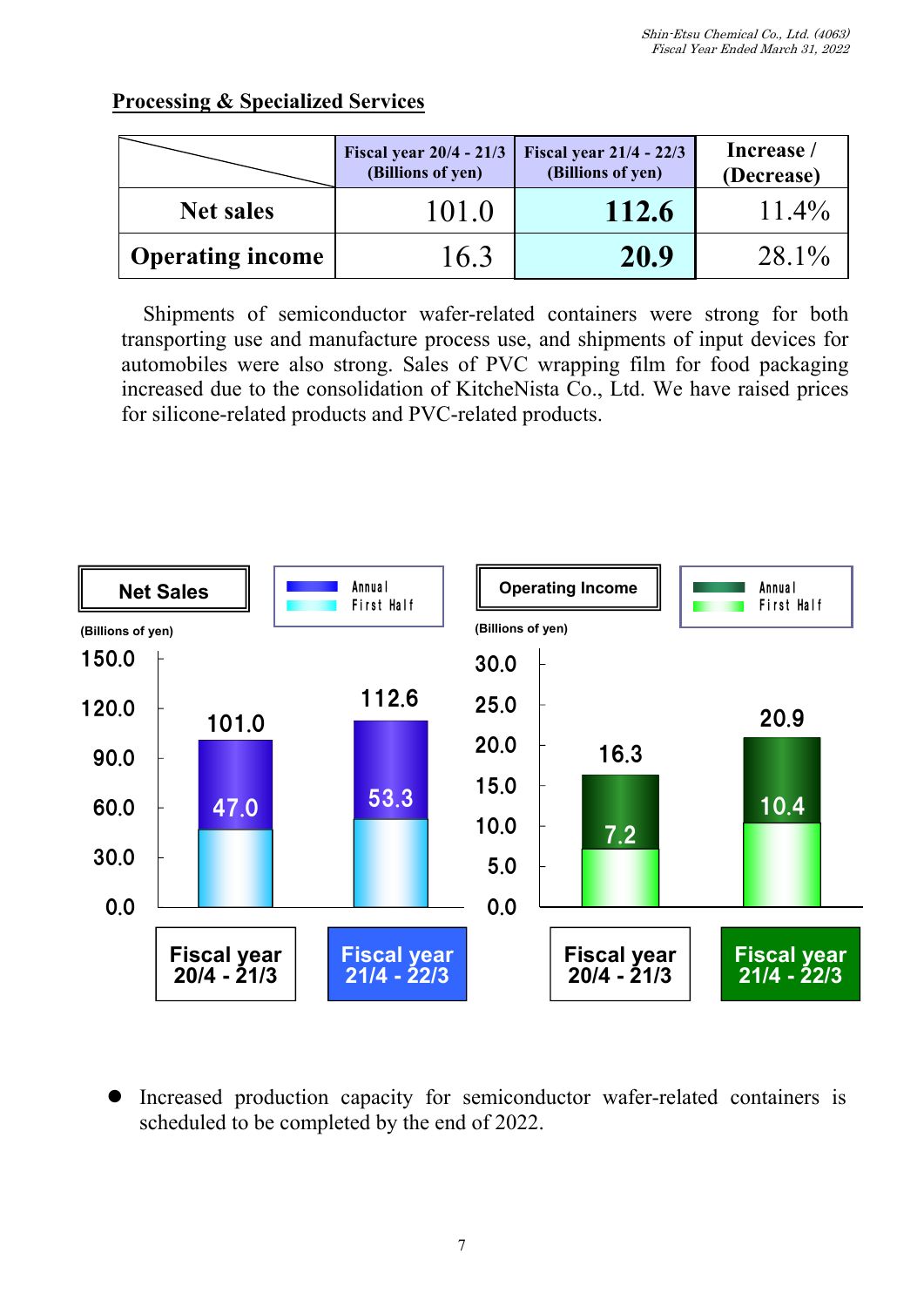## Processing & Specialized Services

| | Fiscal year 20/4 - 21/3 (Billions of yen) | Fiscal year 21/4 - 22/3 (Billions of yen) | Increase / (Decrease) |
|---|---|---|---|
| Net sales | 101.0 | **112.6** | 11.4% |
| Operating income | 16.3 | **20.9** | 28.1% |

Shipments of semiconductor wafer-related containers were strong for both transporting use and manufacture process use, and shipments of input devices for automobiles were also strong. Sales of PVC wrapping film for food packaging increased due to the consolidation of KitcheNista Co., Ltd. We have raised prices for silicone-related products and PVC-related products.

**Net Sales** (Billions of yen)

| | Fiscal year 20/4 - 21/3 | Fiscal year 21/4 - 22/3 |
|---|---|---|
| Annual | 101.0 | 112.6 |
| First Half | 47.0 | 53.3 |

**Operating Income** (Billions of yen)

| | Fiscal year 20/4 - 21/3 | Fiscal year 21/4 - 22/3 |
|---|---|---|
| Annual | 16.3 | 20.9 |
| First Half | 7.2 | 10.4 |

- Increased production capacity for semiconductor wafer-related containers is scheduled to be completed by the end of 2022.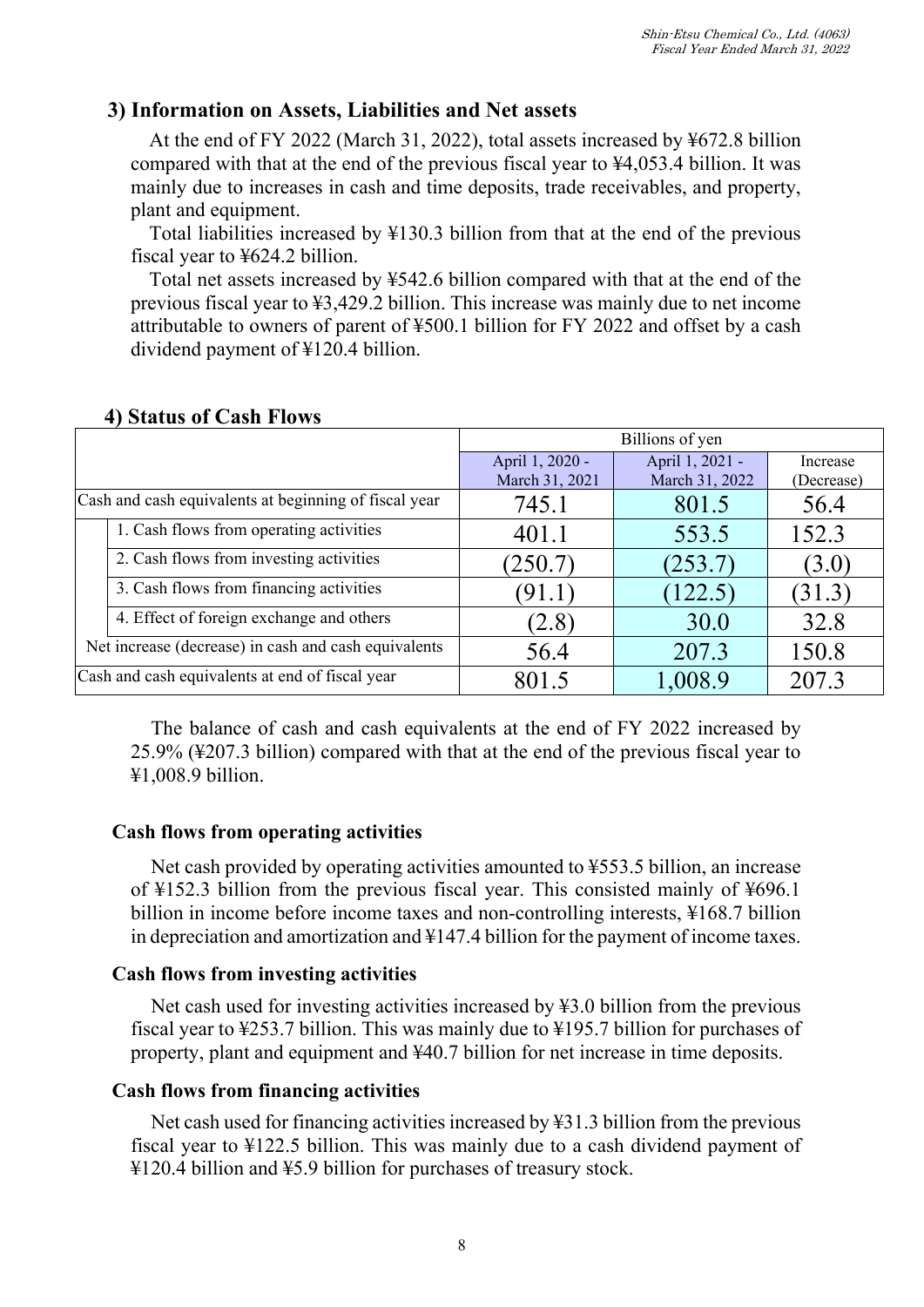### 3) Information on Assets, Liabilities and Net assets

At the end of FY 2022 (March 31, 2022), total assets increased by ¥672.8 billion compared with that at the end of the previous fiscal year to ¥4,053.4 billion. It was mainly due to increases in cash and time deposits, trade receivables, and property, plant and equipment.

Total liabilities increased by ¥130.3 billion from that at the end of the previous fiscal year to ¥624.2 billion.

Total net assets increased by ¥542.6 billion compared with that at the end of the previous fiscal year to ¥3,429.2 billion. This increase was mainly due to net income attributable to owners of parent of ¥500.1 billion for FY 2022 and offset by a cash dividend payment of ¥120.4 billion.

### 4) Status of Cash Flows

| | Billions of yen | | |
|---|---|---|---|
| | April 1, 2020 - March 31, 2021 | April 1, 2021 - March 31, 2022 | Increase (Decrease) |
| Cash and cash equivalents at beginning of fiscal year | 745.1 | 801.5 | 56.4 |
| 1. Cash flows from operating activities | 401.1 | 553.5 | 152.3 |
| 2. Cash flows from investing activities | (250.7) | (253.7) | (3.0) |
| 3. Cash flows from financing activities | (91.1) | (122.5) | (31.3) |
| 4. Effect of foreign exchange and others | (2.8) | 30.0 | 32.8 |
| Net increase (decrease) in cash and cash equivalents | 56.4 | 207.3 | 150.8 |
| Cash and cash equivalents at end of fiscal year | 801.5 | 1,008.9 | 207.3 |

The balance of cash and cash equivalents at the end of FY 2022 increased by 25.9% (¥207.3 billion) compared with that at the end of the previous fiscal year to ¥1,008.9 billion.

#### Cash flows from operating activities

Net cash provided by operating activities amounted to ¥553.5 billion, an increase of ¥152.3 billion from the previous fiscal year. This consisted mainly of ¥696.1 billion in income before income taxes and non-controlling interests, ¥168.7 billion in depreciation and amortization and ¥147.4 billion for the payment of income taxes.

#### Cash flows from investing activities

Net cash used for investing activities increased by ¥3.0 billion from the previous fiscal year to ¥253.7 billion. This was mainly due to ¥195.7 billion for purchases of property, plant and equipment and ¥40.7 billion for net increase in time deposits.

#### Cash flows from financing activities

Net cash used for financing activities increased by ¥31.3 billion from the previous fiscal year to ¥122.5 billion. This was mainly due to a cash dividend payment of ¥120.4 billion and ¥5.9 billion for purchases of treasury stock.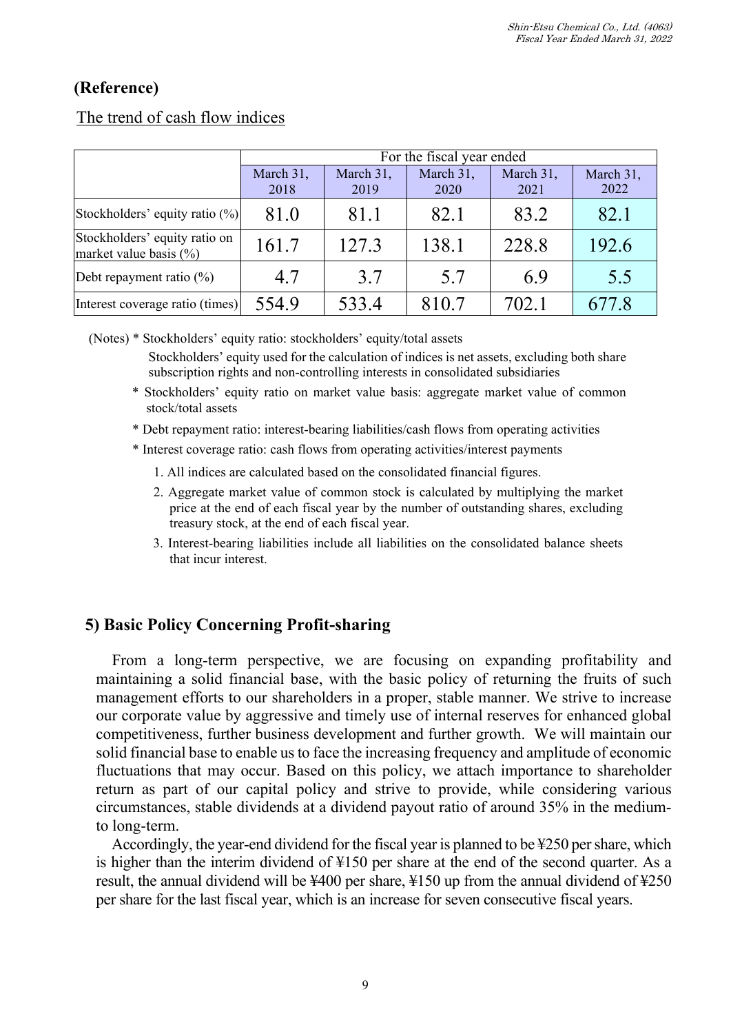## (Reference)

The trend of cash flow indices

| | For the fiscal year ended | | | | |
|---|---|---|---|---|---|
| | March 31, 2018 | March 31, 2019 | March 31, 2020 | March 31, 2021 | March 31, 2022 |
| Stockholders' equity ratio (%) | 81.0 | 81.1 | 82.1 | 83.2 | 82.1 |
| Stockholders' equity ratio on market value basis (%) | 161.7 | 127.3 | 138.1 | 228.8 | 192.6 |
| Debt repayment ratio (%) | 4.7 | 3.7 | 5.7 | 6.9 | 5.5 |
| Interest coverage ratio (times) | 554.9 | 533.4 | 810.7 | 702.1 | 677.8 |

(Notes) * Stockholders' equity ratio: stockholders' equity/total assets

Stockholders' equity used for the calculation of indices is net assets, excluding both share subscription rights and non-controlling interests in consolidated subsidiaries

* Stockholders' equity ratio on market value basis: aggregate market value of common stock/total assets
* Debt repayment ratio: interest-bearing liabilities/cash flows from operating activities
* Interest coverage ratio: cash flows from operating activities/interest payments

1. All indices are calculated based on the consolidated financial figures.
2. Aggregate market value of common stock is calculated by multiplying the market price at the end of each fiscal year by the number of outstanding shares, excluding treasury stock, at the end of each fiscal year.
3. Interest-bearing liabilities include all liabilities on the consolidated balance sheets that incur interest.

## 5) Basic Policy Concerning Profit-sharing

From a long-term perspective, we are focusing on expanding profitability and maintaining a solid financial base, with the basic policy of returning the fruits of such management efforts to our shareholders in a proper, stable manner. We strive to increase our corporate value by aggressive and timely use of internal reserves for enhanced global competitiveness, further business development and further growth. We will maintain our solid financial base to enable us to face the increasing frequency and amplitude of economic fluctuations that may occur. Based on this policy, we attach importance to shareholder return as part of our capital policy and strive to provide, while considering various circumstances, stable dividends at a dividend payout ratio of around 35% in the medium-to long-term.

Accordingly, the year-end dividend for the fiscal year is planned to be ¥250 per share, which is higher than the interim dividend of ¥150 per share at the end of the second quarter. As a result, the annual dividend will be ¥400 per share, ¥150 up from the annual dividend of ¥250 per share for the last fiscal year, which is an increase for seven consecutive fiscal years.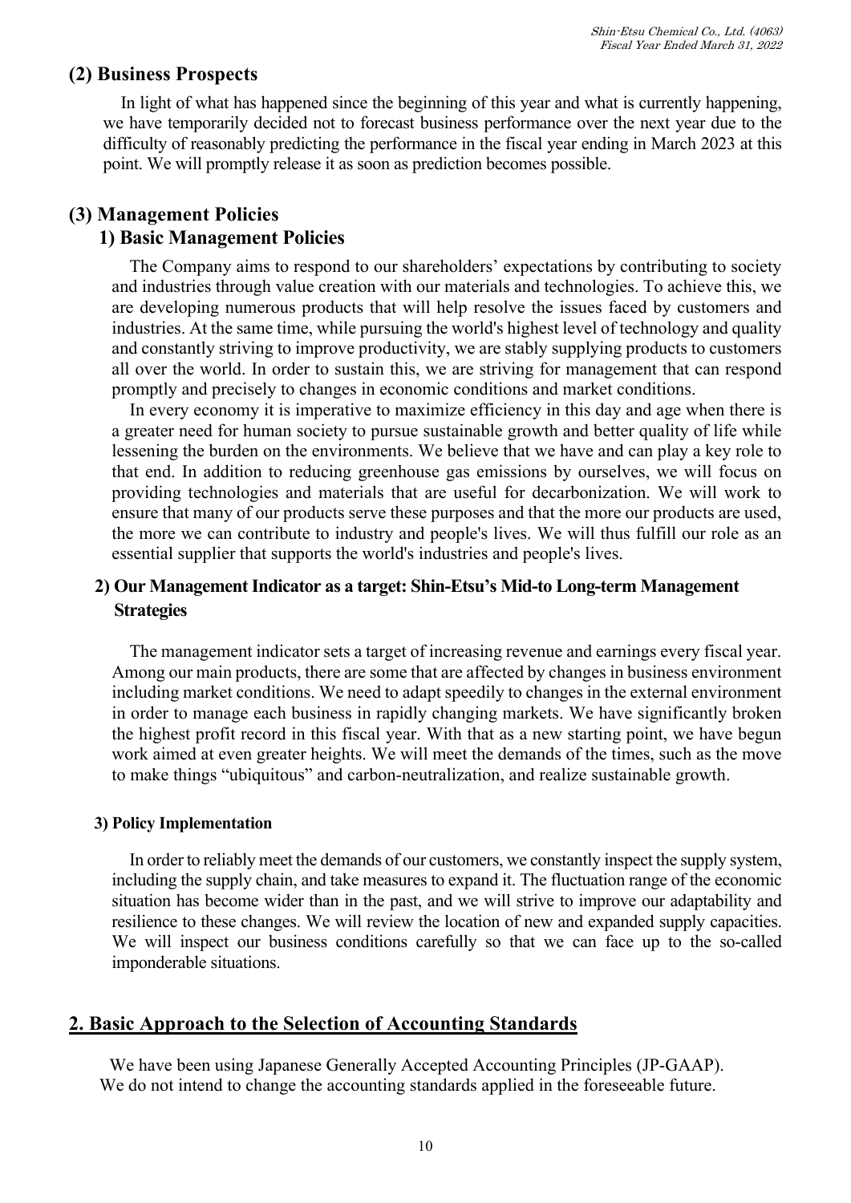## (2) Business Prospects

In light of what has happened since the beginning of this year and what is currently happening, we have temporarily decided not to forecast business performance over the next year due to the difficulty of reasonably predicting the performance in the fiscal year ending in March 2023 at this point. We will promptly release it as soon as prediction becomes possible.

## (3) Management Policies

### 1) Basic Management Policies

The Company aims to respond to our shareholders' expectations by contributing to society and industries through value creation with our materials and technologies. To achieve this, we are developing numerous products that will help resolve the issues faced by customers and industries. At the same time, while pursuing the world's highest level of technology and quality and constantly striving to improve productivity, we are stably supplying products to customers all over the world. In order to sustain this, we are striving for management that can respond promptly and precisely to changes in economic conditions and market conditions.

In every economy it is imperative to maximize efficiency in this day and age when there is a greater need for human society to pursue sustainable growth and better quality of life while lessening the burden on the environments. We believe that we have and can play a key role to that end. In addition to reducing greenhouse gas emissions by ourselves, we will focus on providing technologies and materials that are useful for decarbonization. We will work to ensure that many of our products serve these purposes and that the more our products are used, the more we can contribute to industry and people's lives. We will thus fulfill our role as an essential supplier that supports the world's industries and people's lives.

### 2) Our Management Indicator as a target: Shin-Etsu's Mid-to Long-term Management Strategies

The management indicator sets a target of increasing revenue and earnings every fiscal year. Among our main products, there are some that are affected by changes in business environment including market conditions. We need to adapt speedily to changes in the external environment in order to manage each business in rapidly changing markets. We have significantly broken the highest profit record in this fiscal year. With that as a new starting point, we have begun work aimed at even greater heights. We will meet the demands of the times, such as the move to make things "ubiquitous" and carbon-neutralization, and realize sustainable growth.

#### 3) Policy Implementation

In order to reliably meet the demands of our customers, we constantly inspect the supply system, including the supply chain, and take measures to expand it. The fluctuation range of the economic situation has become wider than in the past, and we will strive to improve our adaptability and resilience to these changes. We will review the location of new and expanded supply capacities. We will inspect our business conditions carefully so that we can face up to the so-called imponderable situations.

# 2. Basic Approach to the Selection of Accounting Standards

We have been using Japanese Generally Accepted Accounting Principles (JP-GAAP). We do not intend to change the accounting standards applied in the foreseeable future.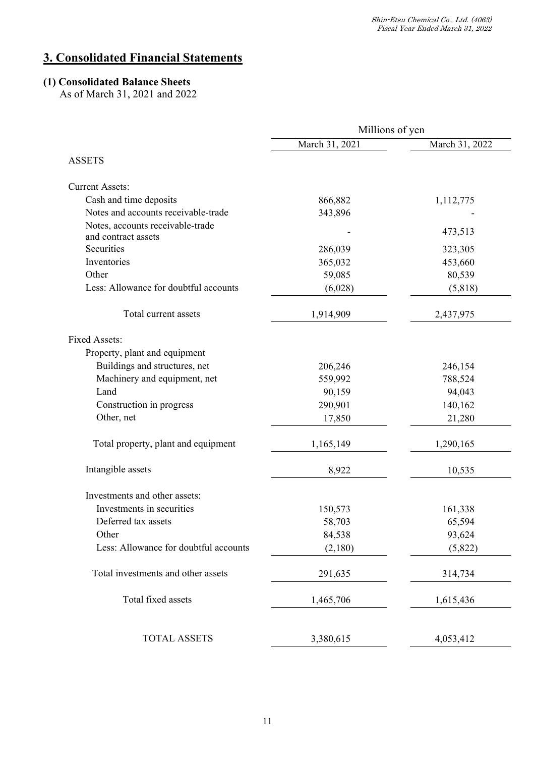# 3. Consolidated Financial Statements

## (1) Consolidated Balance Sheets

As of March 31, 2021 and 2022

| | Millions of yen | |
|---|---|---|
| | March 31, 2021 | March 31, 2022 |
| ASSETS | | |
| Current Assets: | | |
| Cash and time deposits | 866,882 | 1,112,775 |
| Notes and accounts receivable-trade | 343,896 | - |
| Notes, accounts receivable-trade and contract assets | - | 473,513 |
| Securities | 286,039 | 323,305 |
| Inventories | 365,032 | 453,660 |
| Other | 59,085 | 80,539 |
| Less: Allowance for doubtful accounts | (6,028) | (5,818) |
| Total current assets | 1,914,909 | 2,437,975 |
| Fixed Assets: | | |
| Property, plant and equipment | | |
| Buildings and structures, net | 206,246 | 246,154 |
| Machinery and equipment, net | 559,992 | 788,524 |
| Land | 90,159 | 94,043 |
| Construction in progress | 290,901 | 140,162 |
| Other, net | 17,850 | 21,280 |
| Total property, plant and equipment | 1,165,149 | 1,290,165 |
| Intangible assets | 8,922 | 10,535 |
| Investments and other assets: | | |
| Investments in securities | 150,573 | 161,338 |
| Deferred tax assets | 58,703 | 65,594 |
| Other | 84,538 | 93,624 |
| Less: Allowance for doubtful accounts | (2,180) | (5,822) |
| Total investments and other assets | 291,635 | 314,734 |
| Total fixed assets | 1,465,706 | 1,615,436 |
| TOTAL ASSETS | 3,380,615 | 4,053,412 |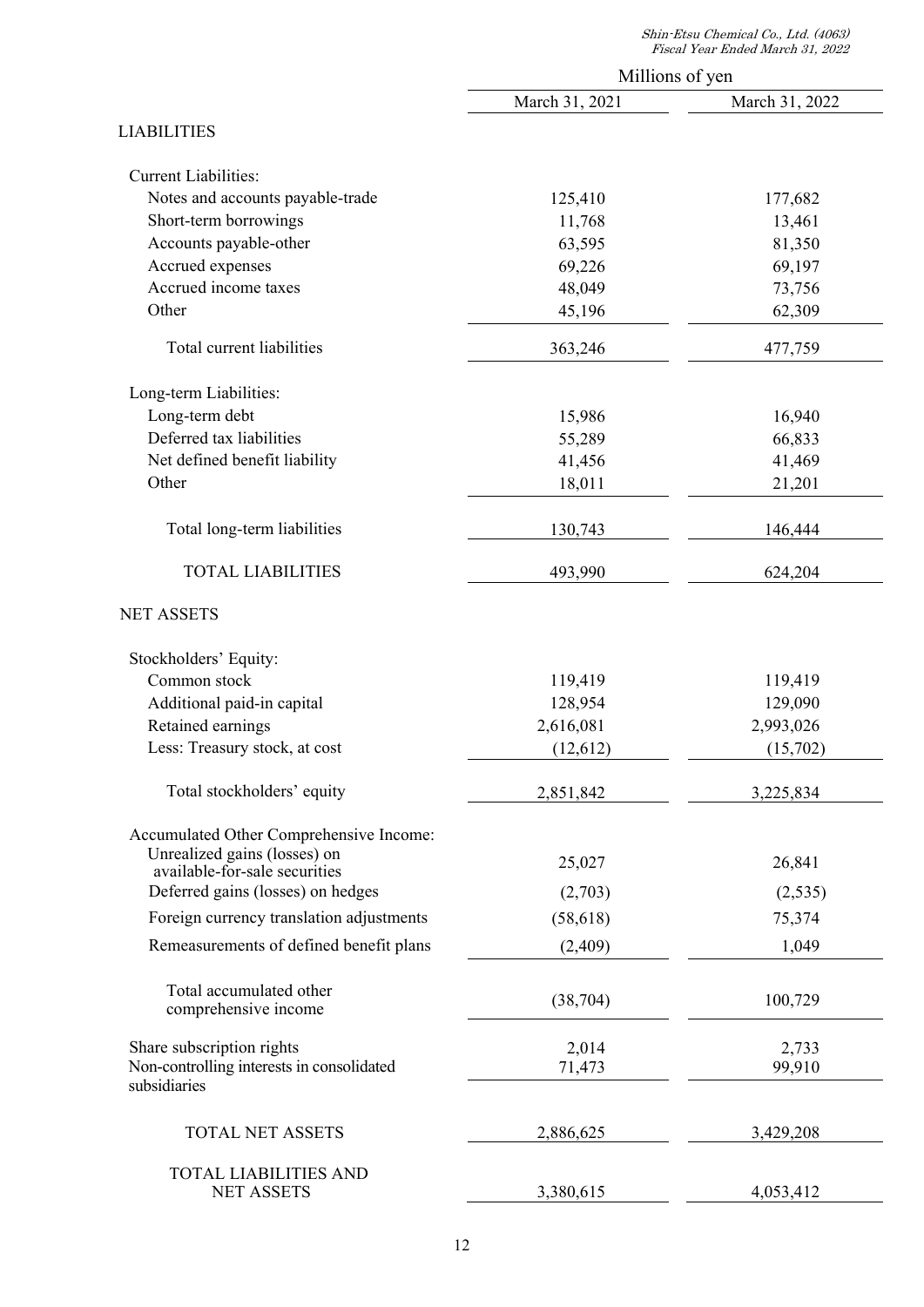| | Millions of yen | |
|---|---|---|
| | March 31, 2021 | March 31, 2022 |
| **LIABILITIES** | | |
| Current Liabilities: | | |
| Notes and accounts payable-trade | 125,410 | 177,682 |
| Short-term borrowings | 11,768 | 13,461 |
| Accounts payable-other | 63,595 | 81,350 |
| Accrued expenses | 69,226 | 69,197 |
| Accrued income taxes | 48,049 | 73,756 |
| Other | 45,196 | 62,309 |
| Total current liabilities | 363,246 | 477,759 |
| Long-term Liabilities: | | |
| Long-term debt | 15,986 | 16,940 |
| Deferred tax liabilities | 55,289 | 66,833 |
| Net defined benefit liability | 41,456 | 41,469 |
| Other | 18,011 | 21,201 |
| Total long-term liabilities | 130,743 | 146,444 |
| TOTAL LIABILITIES | 493,990 | 624,204 |
| **NET ASSETS** | | |
| Stockholders' Equity: | | |
| Common stock | 119,419 | 119,419 |
| Additional paid-in capital | 128,954 | 129,090 |
| Retained earnings | 2,616,081 | 2,993,026 |
| Less: Treasury stock, at cost | (12,612) | (15,702) |
| Total stockholders' equity | 2,851,842 | 3,225,834 |
| Accumulated Other Comprehensive Income: | | |
| Unrealized gains (losses) on available-for-sale securities | 25,027 | 26,841 |
| Deferred gains (losses) on hedges | (2,703) | (2,535) |
| Foreign currency translation adjustments | (58,618) | 75,374 |
| Remeasurements of defined benefit plans | (2,409) | 1,049 |
| Total accumulated other comprehensive income | (38,704) | 100,729 |
| Share subscription rights | 2,014 | 2,733 |
| Non-controlling interests in consolidated subsidiaries | 71,473 | 99,910 |
| TOTAL NET ASSETS | 2,886,625 | 3,429,208 |
| TOTAL LIABILITIES AND NET ASSETS | 3,380,615 | 4,053,412 |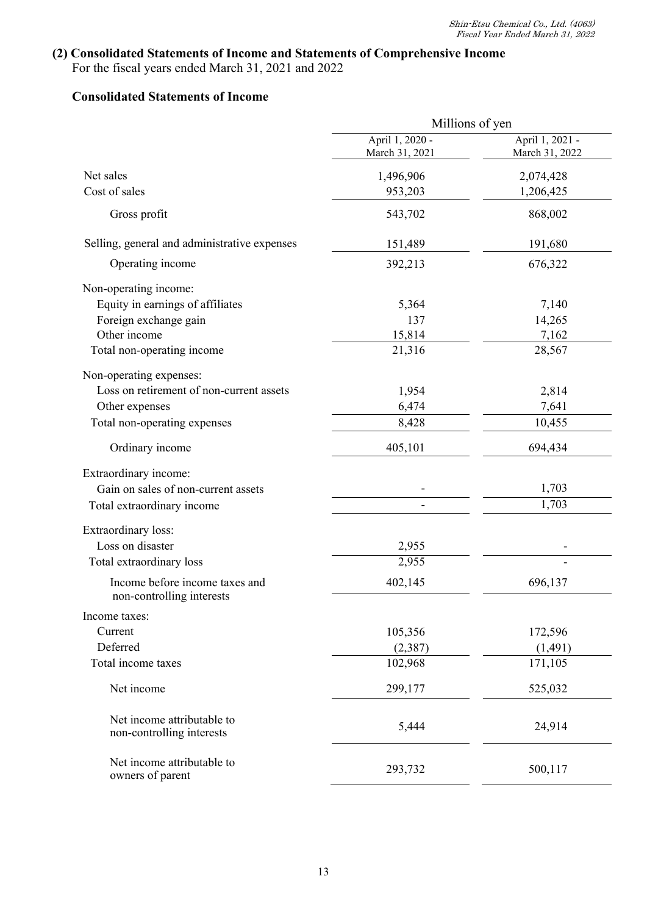## (2) Consolidated Statements of Income and Statements of Comprehensive Income

For the fiscal years ended March 31, 2021 and 2022

### Consolidated Statements of Income

| | Millions of yen | |
|---|---|---|
| | April 1, 2020 - March 31, 2021 | April 1, 2021 - March 31, 2022 |
| Net sales | 1,496,906 | 2,074,428 |
| Cost of sales | 953,203 | 1,206,425 |
| Gross profit | 543,702 | 868,002 |
| Selling, general and administrative expenses | 151,489 | 191,680 |
| Operating income | 392,213 | 676,322 |
| Non-operating income: | | |
| Equity in earnings of affiliates | 5,364 | 7,140 |
| Foreign exchange gain | 137 | 14,265 |
| Other income | 15,814 | 7,162 |
| Total non-operating income | 21,316 | 28,567 |
| Non-operating expenses: | | |
| Loss on retirement of non-current assets | 1,954 | 2,814 |
| Other expenses | 6,474 | 7,641 |
| Total non-operating expenses | 8,428 | 10,455 |
| Ordinary income | 405,101 | 694,434 |
| Extraordinary income: | | |
| Gain on sales of non-current assets | - | 1,703 |
| Total extraordinary income | - | 1,703 |
| Extraordinary loss: | | |
| Loss on disaster | 2,955 | - |
| Total extraordinary loss | 2,955 | - |
| Income before income taxes and non-controlling interests | 402,145 | 696,137 |
| Income taxes: | | |
| Current | 105,356 | 172,596 |
| Deferred | (2,387) | (1,491) |
| Total income taxes | 102,968 | 171,105 |
| Net income | 299,177 | 525,032 |
| Net income attributable to non-controlling interests | 5,444 | 24,914 |
| Net income attributable to owners of parent | 293,732 | 500,117 |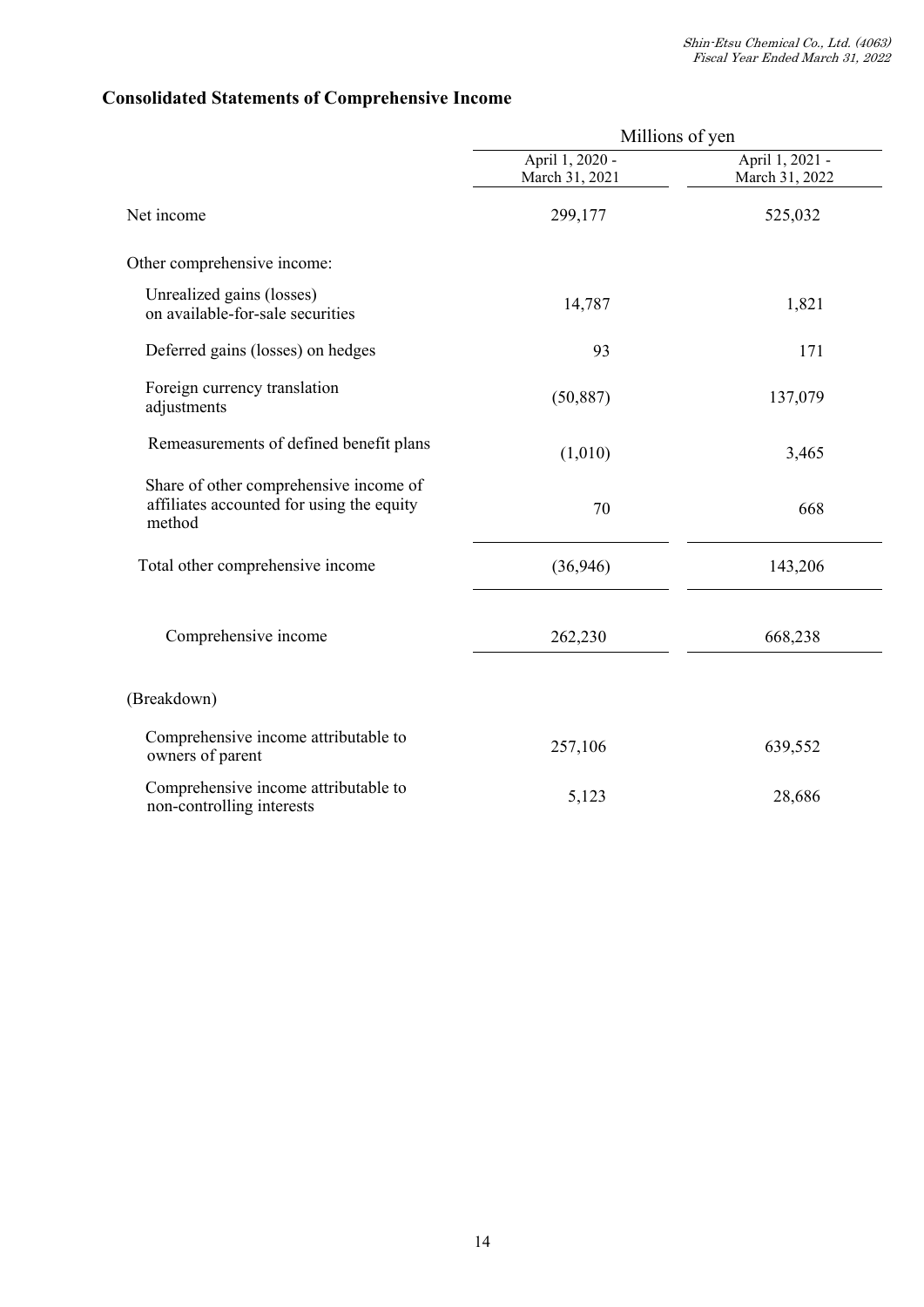## Consolidated Statements of Comprehensive Income

| | Millions of yen | |
|---|---|---|
| | April 1, 2020 - March 31, 2021 | April 1, 2021 - March 31, 2022 |
| Net income | 299,177 | 525,032 |
| Other comprehensive income: | | |
| Unrealized gains (losses) on available-for-sale securities | 14,787 | 1,821 |
| Deferred gains (losses) on hedges | 93 | 171 |
| Foreign currency translation adjustments | (50,887) | 137,079 |
| Remeasurements of defined benefit plans | (1,010) | 3,465 |
| Share of other comprehensive income of affiliates accounted for using the equity method | 70 | 668 |
| Total other comprehensive income | (36,946) | 143,206 |
| Comprehensive income | 262,230 | 668,238 |
| (Breakdown) | | |
| Comprehensive income attributable to owners of parent | 257,106 | 639,552 |
| Comprehensive income attributable to non-controlling interests | 5,123 | 28,686 |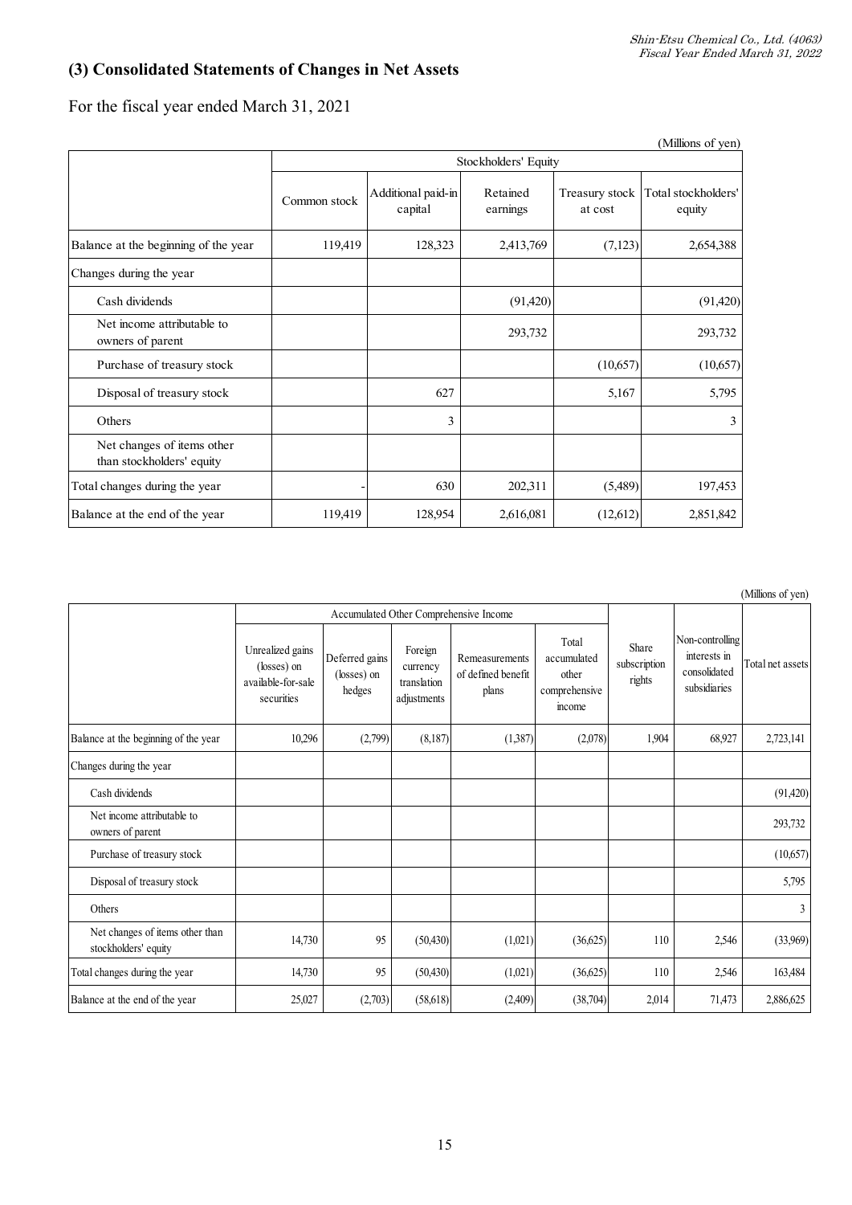## (3) Consolidated Statements of Changes in Net Assets

For the fiscal year ended March 31, 2021

(Millions of yen)

| | Stockholders' Equity | | | | |
|---|---|---|---|---|---|
| | Common stock | Additional paid-in capital | Retained earnings | Treasury stock at cost | Total stockholders' equity |
| Balance at the beginning of the year | 119,419 | 128,323 | 2,413,769 | (7,123) | 2,654,388 |
| Changes during the year | | | | | |
| Cash dividends | | | (91,420) | | (91,420) |
| Net income attributable to owners of parent | | | 293,732 | | 293,732 |
| Purchase of treasury stock | | | | (10,657) | (10,657) |
| Disposal of treasury stock | | 627 | | 5,167 | 5,795 |
| Others | | 3 | | | 3 |
| Net changes of items other than stockholders' equity | | | | | |
| Total changes during the year | - | 630 | 202,311 | (5,489) | 197,453 |
| Balance at the end of the year | 119,419 | 128,954 | 2,616,081 | (12,612) | 2,851,842 |

(Millions of yen)

| | Accumulated Other Comprehensive Income | | | | | Share subscription rights | Non-controlling interests in consolidated subsidiaries | Total net assets |
|---|---|---|---|---|---|---|---|---|
| | Unrealized gains (losses) on available-for-sale securities | Deferred gains (losses) on hedges | Foreign currency translation adjustments | Remeasurements of defined benefit plans | Total accumulated other comprehensive income | | | |
| Balance at the beginning of the year | 10,296 | (2,799) | (8,187) | (1,387) | (2,078) | 1,904 | 68,927 | 2,723,141 |
| Changes during the year | | | | | | | | |
| Cash dividends | | | | | | | | (91,420) |
| Net income attributable to owners of parent | | | | | | | | 293,732 |
| Purchase of treasury stock | | | | | | | | (10,657) |
| Disposal of treasury stock | | | | | | | | 5,795 |
| Others | | | | | | | | 3 |
| Net changes of items other than stockholders' equity | 14,730 | 95 | (50,430) | (1,021) | (36,625) | 110 | 2,546 | (33,969) |
| Total changes during the year | 14,730 | 95 | (50,430) | (1,021) | (36,625) | 110 | 2,546 | 163,484 |
| Balance at the end of the year | 25,027 | (2,703) | (58,618) | (2,409) | (38,704) | 2,014 | 71,473 | 2,886,625 |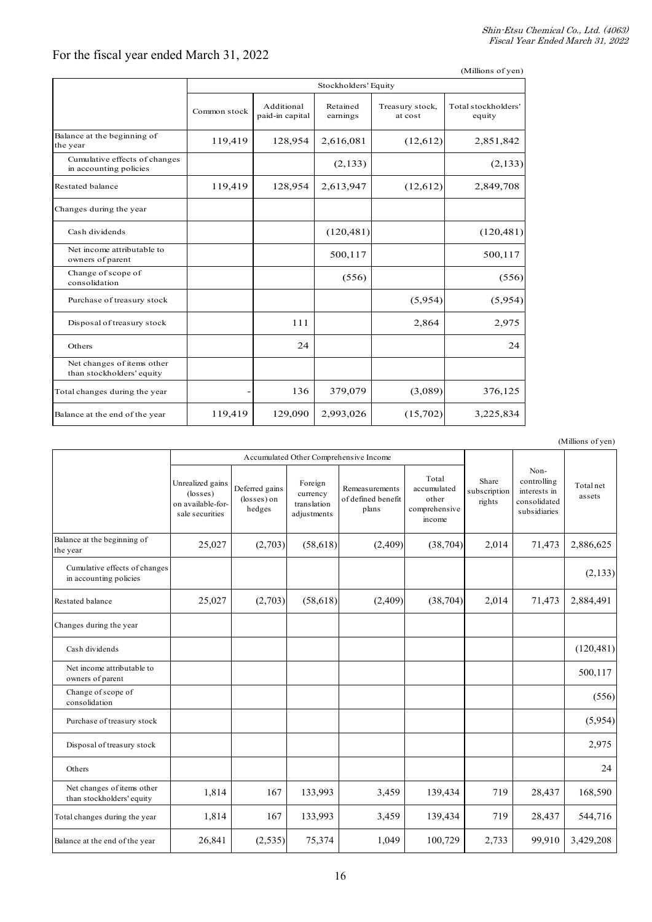## For the fiscal year ended March 31, 2022

(Millions of yen)

| | Stockholders' Equity | | | | |
|---|---|---|---|---|---|
| | Common stock | Additional paid-in capital | Retained earnings | Treasury stock, at cost | Total stockholders' equity |
| Balance at the beginning of the year | 119,419 | 128,954 | 2,616,081 | (12,612) | 2,851,842 |
| Cumulative effects of changes in accounting policies | | | (2,133) | | (2,133) |
| Restated balance | 119,419 | 128,954 | 2,613,947 | (12,612) | 2,849,708 |
| Changes during the year | | | | | |
| Cash dividends | | | (120,481) | | (120,481) |
| Net income attributable to owners of parent | | | 500,117 | | 500,117 |
| Change of scope of consolidation | | | (556) | | (556) |
| Purchase of treasury stock | | | | (5,954) | (5,954) |
| Disposal of treasury stock | | 111 | | 2,864 | 2,975 |
| Others | | 24 | | | 24 |
| Net changes of items other than stockholders' equity | | | | | |
| Total changes during the year | - | 136 | 379,079 | (3,089) | 376,125 |
| Balance at the end of the year | 119,419 | 129,090 | 2,993,026 | (15,702) | 3,225,834 |

(Millions of yen)

| | Accumulated Other Comprehensive Income | | | | | Share subscription rights | Non-controlling interests in consolidated subsidiaries | Total net assets |
|---|---|---|---|---|---|---|---|---|
| | Unrealized gains (losses) on available-for-sale securities | Deferred gains (losses) on hedges | Foreign currency translation adjustments | Remeasurements of defined benefit plans | Total accumulated other comprehensive income | | | |
| Balance at the beginning of the year | 25,027 | (2,703) | (58,618) | (2,409) | (38,704) | 2,014 | 71,473 | 2,886,625 |
| Cumulative effects of changes in accounting policies | | | | | | | | (2,133) |
| Restated balance | 25,027 | (2,703) | (58,618) | (2,409) | (38,704) | 2,014 | 71,473 | 2,884,491 |
| Changes during the year | | | | | | | | |
| Cash dividends | | | | | | | | (120,481) |
| Net income attributable to owners of parent | | | | | | | | 500,117 |
| Change of scope of consolidation | | | | | | | | (556) |
| Purchase of treasury stock | | | | | | | | (5,954) |
| Disposal of treasury stock | | | | | | | | 2,975 |
| Others | | | | | | | | 24 |
| Net changes of items other than stockholders' equity | 1,814 | 167 | 133,993 | 3,459 | 139,434 | 719 | 28,437 | 168,590 |
| Total changes during the year | 1,814 | 167 | 133,993 | 3,459 | 139,434 | 719 | 28,437 | 544,716 |
| Balance at the end of the year | 26,841 | (2,535) | 75,374 | 1,049 | 100,729 | 2,733 | 99,910 | 3,429,208 |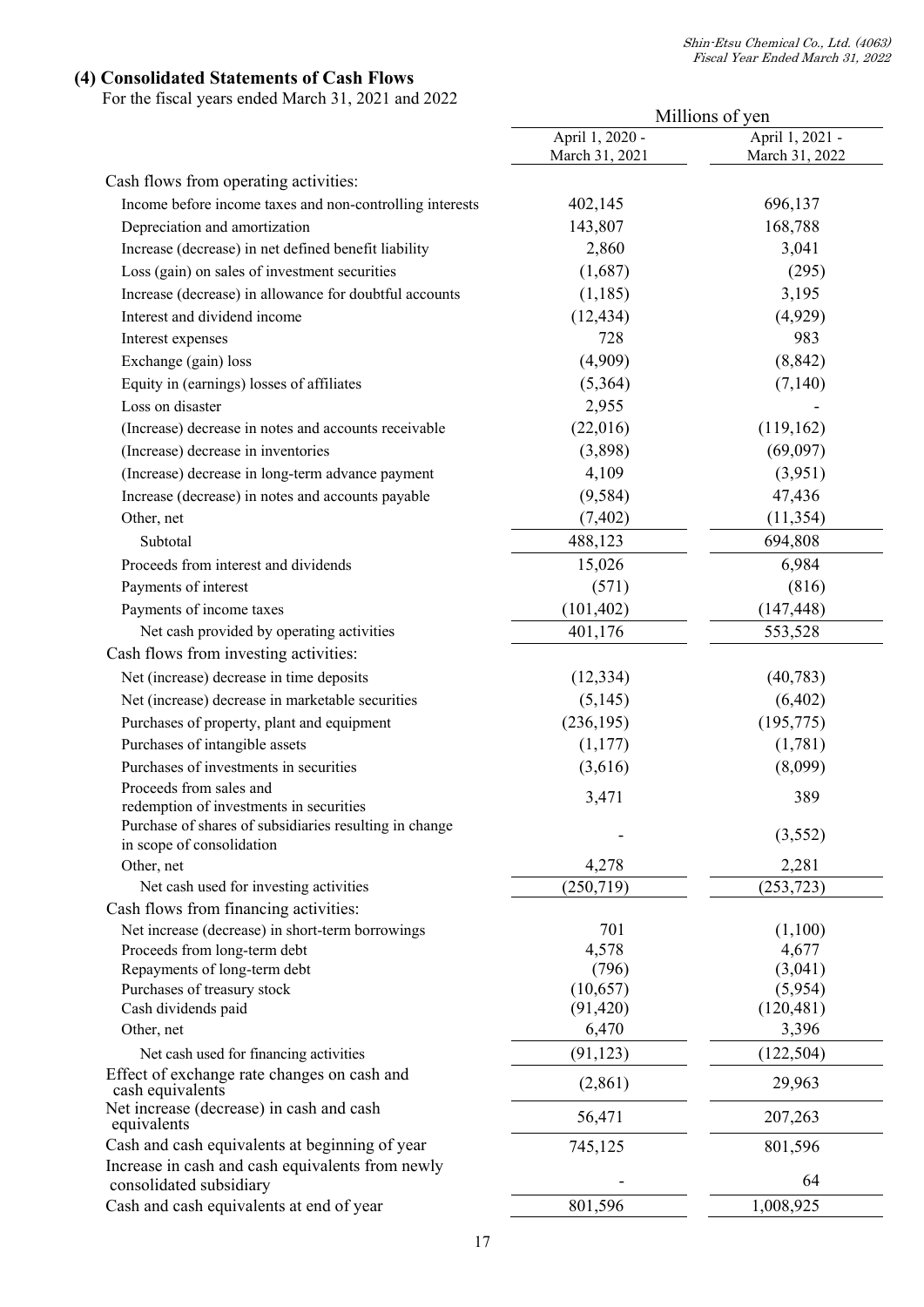## (4) Consolidated Statements of Cash Flows

For the fiscal years ended March 31, 2021 and 2022

| | Millions of yen | |
|---|---|---|
| | April 1, 2020 - March 31, 2021 | April 1, 2021 - March 31, 2022 |
| Cash flows from operating activities: | | |
| Income before income taxes and non-controlling interests | 402,145 | 696,137 |
| Depreciation and amortization | 143,807 | 168,788 |
| Increase (decrease) in net defined benefit liability | 2,860 | 3,041 |
| Loss (gain) on sales of investment securities | (1,687) | (295) |
| Increase (decrease) in allowance for doubtful accounts | (1,185) | 3,195 |
| Interest and dividend income | (12,434) | (4,929) |
| Interest expenses | 728 | 983 |
| Exchange (gain) loss | (4,909) | (8,842) |
| Equity in (earnings) losses of affiliates | (5,364) | (7,140) |
| Loss on disaster | 2,955 | - |
| (Increase) decrease in notes and accounts receivable | (22,016) | (119,162) |
| (Increase) decrease in inventories | (3,898) | (69,097) |
| (Increase) decrease in long-term advance payment | 4,109 | (3,951) |
| Increase (decrease) in notes and accounts payable | (9,584) | 47,436 |
| Other, net | (7,402) | (11,354) |
| Subtotal | 488,123 | 694,808 |
| Proceeds from interest and dividends | 15,026 | 6,984 |
| Payments of interest | (571) | (816) |
| Payments of income taxes | (101,402) | (147,448) |
| Net cash provided by operating activities | 401,176 | 553,528 |
| Cash flows from investing activities: | | |
| Net (increase) decrease in time deposits | (12,334) | (40,783) |
| Net (increase) decrease in marketable securities | (5,145) | (6,402) |
| Purchases of property, plant and equipment | (236,195) | (195,775) |
| Purchases of intangible assets | (1,177) | (1,781) |
| Purchases of investments in securities | (3,616) | (8,099) |
| Proceeds from sales and redemption of investments in securities | 3,471 | 389 |
| Purchase of shares of subsidiaries resulting in change in scope of consolidation | - | (3,552) |
| Other, net | 4,278 | 2,281 |
| Net cash used for investing activities | (250,719) | (253,723) |
| Cash flows from financing activities: | | |
| Net increase (decrease) in short-term borrowings | 701 | (1,100) |
| Proceeds from long-term debt | 4,578 | 4,677 |
| Repayments of long-term debt | (796) | (3,041) |
| Purchases of treasury stock | (10,657) | (5,954) |
| Cash dividends paid | (91,420) | (120,481) |
| Other, net | 6,470 | 3,396 |
| Net cash used for financing activities | (91,123) | (122,504) |
| Effect of exchange rate changes on cash and cash equivalents | (2,861) | 29,963 |
| Net increase (decrease) in cash and cash equivalents | 56,471 | 207,263 |
| Cash and cash equivalents at beginning of year | 745,125 | 801,596 |
| Increase in cash and cash equivalents from newly consolidated subsidiary | - | 64 |
| Cash and cash equivalents at end of year | 801,596 | 1,008,925 |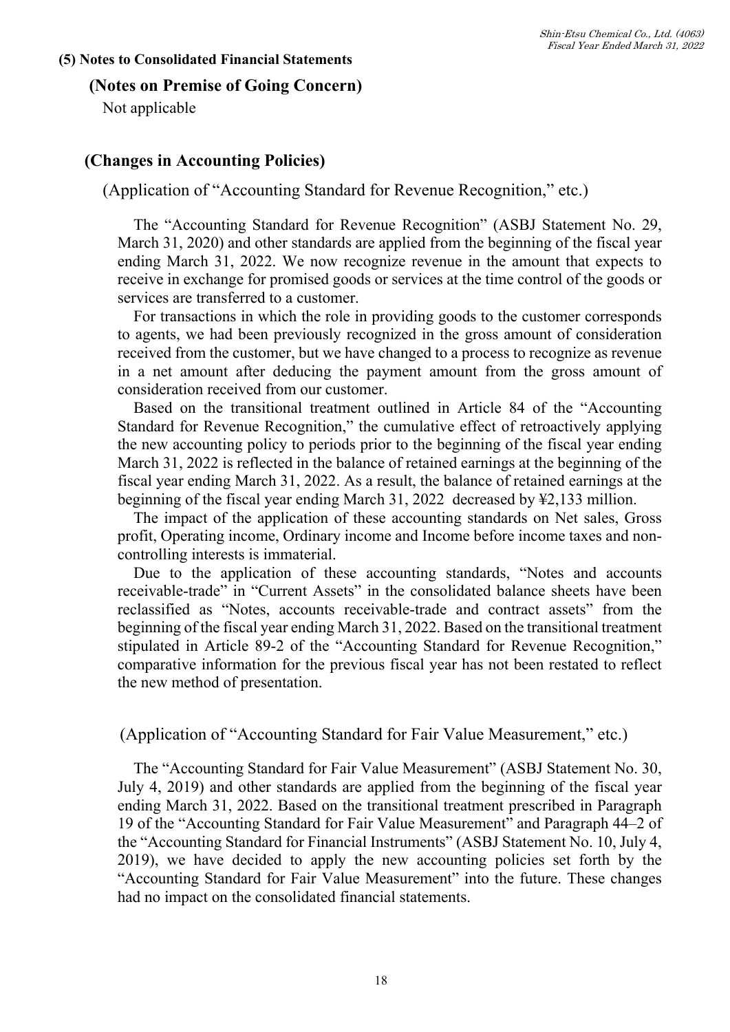## (5) Notes to Consolidated Financial Statements

### (Notes on Premise of Going Concern)

Not applicable

### (Changes in Accounting Policies)

(Application of "Accounting Standard for Revenue Recognition," etc.)

The "Accounting Standard for Revenue Recognition" (ASBJ Statement No. 29, March 31, 2020) and other standards are applied from the beginning of the fiscal year ending March 31, 2022. We now recognize revenue in the amount that expects to receive in exchange for promised goods or services at the time control of the goods or services are transferred to a customer.

For transactions in which the role in providing goods to the customer corresponds to agents, we had been previously recognized in the gross amount of consideration received from the customer, but we have changed to a process to recognize as revenue in a net amount after deducing the payment amount from the gross amount of consideration received from our customer.

Based on the transitional treatment outlined in Article 84 of the "Accounting Standard for Revenue Recognition," the cumulative effect of retroactively applying the new accounting policy to periods prior to the beginning of the fiscal year ending March 31, 2022 is reflected in the balance of retained earnings at the beginning of the fiscal year ending March 31, 2022. As a result, the balance of retained earnings at the beginning of the fiscal year ending March 31, 2022 decreased by ¥2,133 million.

The impact of the application of these accounting standards on Net sales, Gross profit, Operating income, Ordinary income and Income before income taxes and non-controlling interests is immaterial.

Due to the application of these accounting standards, "Notes and accounts receivable-trade" in "Current Assets" in the consolidated balance sheets have been reclassified as "Notes, accounts receivable-trade and contract assets" from the beginning of the fiscal year ending March 31, 2022. Based on the transitional treatment stipulated in Article 89-2 of the "Accounting Standard for Revenue Recognition," comparative information for the previous fiscal year has not been restated to reflect the new method of presentation.

(Application of "Accounting Standard for Fair Value Measurement," etc.)

The "Accounting Standard for Fair Value Measurement" (ASBJ Statement No. 30, July 4, 2019) and other standards are applied from the beginning of the fiscal year ending March 31, 2022. Based on the transitional treatment prescribed in Paragraph 19 of the "Accounting Standard for Fair Value Measurement" and Paragraph 44–2 of the "Accounting Standard for Financial Instruments" (ASBJ Statement No. 10, July 4, 2019), we have decided to apply the new accounting policies set forth by the "Accounting Standard for Fair Value Measurement" into the future. These changes had no impact on the consolidated financial statements.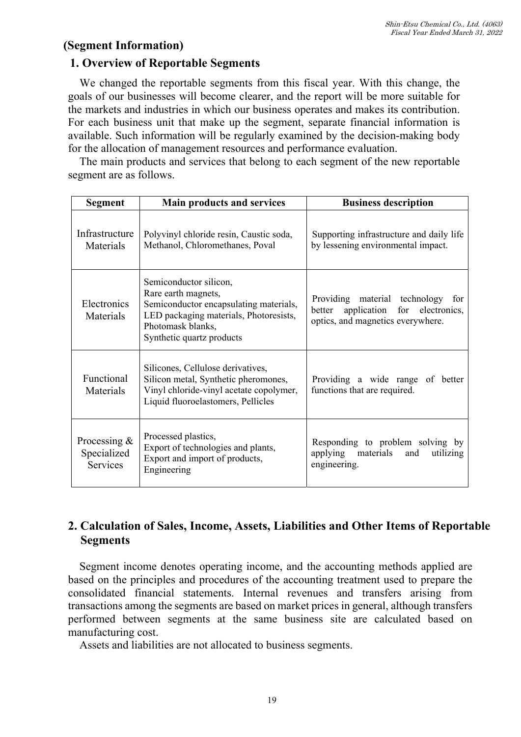## (Segment Information)

### 1. Overview of Reportable Segments

We changed the reportable segments from this fiscal year. With this change, the goals of our businesses will become clearer, and the report will be more suitable for the markets and industries in which our business operates and makes its contribution. For each business unit that make up the segment, separate financial information is available. Such information will be regularly examined by the decision-making body for the allocation of management resources and performance evaluation.

The main products and services that belong to each segment of the new reportable segment are as follows.

| Segment | Main products and services | Business description |
|---|---|---|
| Infrastructure Materials | Polyvinyl chloride resin, Caustic soda, Methanol, Chloromethanes, Poval | Supporting infrastructure and daily life by lessening environmental impact. |
| Electronics Materials | Semiconductor silicon, Rare earth magnets, Semiconductor encapsulating materials, LED packaging materials, Photoresists, Photomask blanks, Synthetic quartz products | Providing material technology for better application for electronics, optics, and magnetics everywhere. |
| Functional Materials | Silicones, Cellulose derivatives, Silicon metal, Synthetic pheromones, Vinyl chloride-vinyl acetate copolymer, Liquid fluoroelastomers, Pellicles | Providing a wide range of better functions that are required. |
| Processing & Specialized Services | Processed plastics, Export of technologies and plants, Export and import of products, Engineering | Responding to problem solving by applying materials and utilizing engineering. |

### 2. Calculation of Sales, Income, Assets, Liabilities and Other Items of Reportable Segments

Segment income denotes operating income, and the accounting methods applied are based on the principles and procedures of the accounting treatment used to prepare the consolidated financial statements. Internal revenues and transfers arising from transactions among the segments are based on market prices in general, although transfers performed between segments at the same business site are calculated based on manufacturing cost.

Assets and liabilities are not allocated to business segments.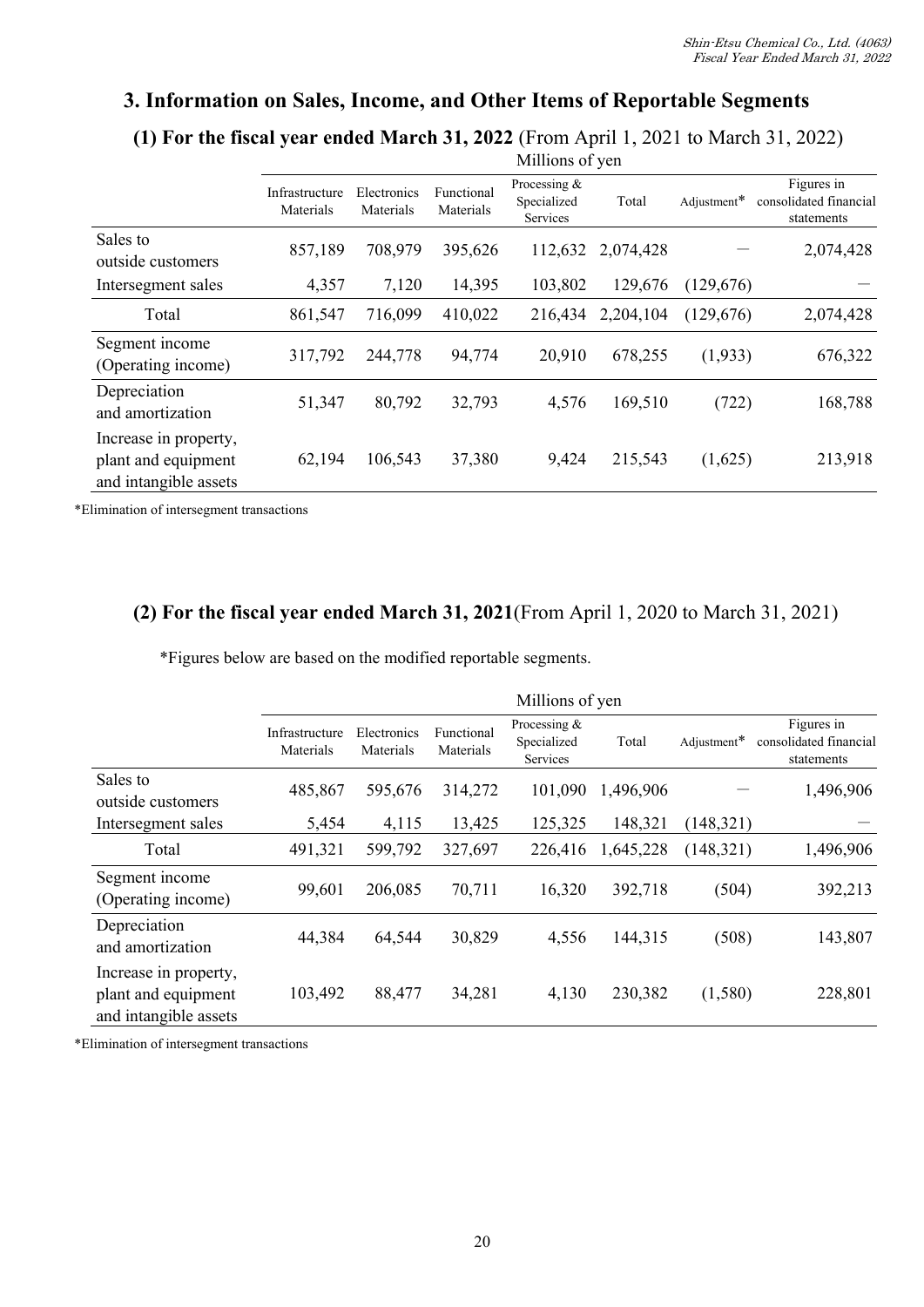# 3. Information on Sales, Income, and Other Items of Reportable Segments

## (1) For the fiscal year ended March 31, 2022 (From April 1, 2021 to March 31, 2022)

| | Millions of yen | | | | | | |
|---|---|---|---|---|---|---|---|
| | Infrastructure Materials | Electronics Materials | Functional Materials | Processing & Specialized Services | Total | Adjustment* | Figures in consolidated financial statements |
| Sales to outside customers | 857,189 | 708,979 | 395,626 | 112,632 | 2,074,428 | ― | 2,074,428 |
| Intersegment sales | 4,357 | 7,120 | 14,395 | 103,802 | 129,676 | (129,676) | ― |
| Total | 861,547 | 716,099 | 410,022 | 216,434 | 2,204,104 | (129,676) | 2,074,428 |
| Segment income (Operating income) | 317,792 | 244,778 | 94,774 | 20,910 | 678,255 | (1,933) | 676,322 |
| Depreciation and amortization | 51,347 | 80,792 | 32,793 | 4,576 | 169,510 | (722) | 168,788 |
| Increase in property, plant and equipment and intangible assets | 62,194 | 106,543 | 37,380 | 9,424 | 215,543 | (1,625) | 213,918 |

*Elimination of intersegment transactions

## (2) For the fiscal year ended March 31, 2021(From April 1, 2020 to March 31, 2021)

*Figures below are based on the modified reportable segments.

| | Millions of yen | | | | | | |
|---|---|---|---|---|---|---|---|
| | Infrastructure Materials | Electronics Materials | Functional Materials | Processing & Specialized Services | Total | Adjustment* | Figures in consolidated financial statements |
| Sales to outside customers | 485,867 | 595,676 | 314,272 | 101,090 | 1,496,906 | ― | 1,496,906 |
| Intersegment sales | 5,454 | 4,115 | 13,425 | 125,325 | 148,321 | (148,321) | ― |
| Total | 491,321 | 599,792 | 327,697 | 226,416 | 1,645,228 | (148,321) | 1,496,906 |
| Segment income (Operating income) | 99,601 | 206,085 | 70,711 | 16,320 | 392,718 | (504) | 392,213 |
| Depreciation and amortization | 44,384 | 64,544 | 30,829 | 4,556 | 144,315 | (508) | 143,807 |
| Increase in property, plant and equipment and intangible assets | 103,492 | 88,477 | 34,281 | 4,130 | 230,382 | (1,580) | 228,801 |

*Elimination of intersegment transactions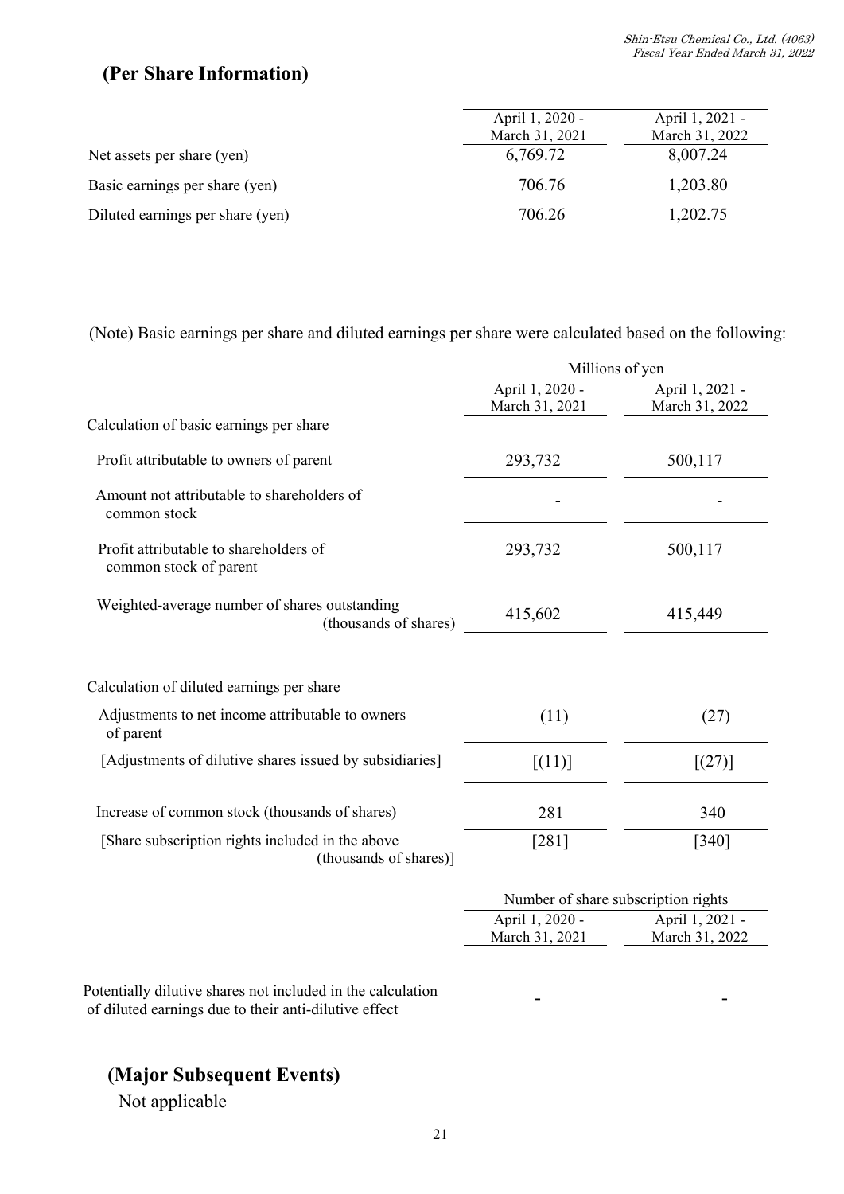## (Per Share Information)

| | April 1, 2020 - March 31, 2021 | April 1, 2021 - March 31, 2022 |
|---|---|---|
| Net assets per share (yen) | 6,769.72 | 8,007.24 |
| Basic earnings per share (yen) | 706.76 | 1,203.80 |
| Diluted earnings per share (yen) | 706.26 | 1,202.75 |

(Note) Basic earnings per share and diluted earnings per share were calculated based on the following:

| | Millions of yen | |
|---|---|---|
| | April 1, 2020 - March 31, 2021 | April 1, 2021 - March 31, 2022 |
| Calculation of basic earnings per share | | |
| Profit attributable to owners of parent | 293,732 | 500,117 |
| Amount not attributable to shareholders of common stock | - | - |
| Profit attributable to shareholders of common stock of parent | 293,732 | 500,117 |
| Weighted-average number of shares outstanding (thousands of shares) | 415,602 | 415,449 |
| Calculation of diluted earnings per share | | |
| Adjustments to net income attributable to owners of parent | (11) | (27) |
| [Adjustments of dilutive shares issued by subsidiaries] | [(11)] | [(27)] |
| Increase of common stock (thousands of shares) | 281 | 340 |
| [Share subscription rights included in the above (thousands of shares)] | [281] | [340] |

| | Number of share subscription rights | |
|---|---|---|
| | April 1, 2020 - March 31, 2021 | April 1, 2021 - March 31, 2022 |
| Potentially dilutive shares not included in the calculation of diluted earnings due to their anti-dilutive effect | - | - |

## (Major Subsequent Events)

Not applicable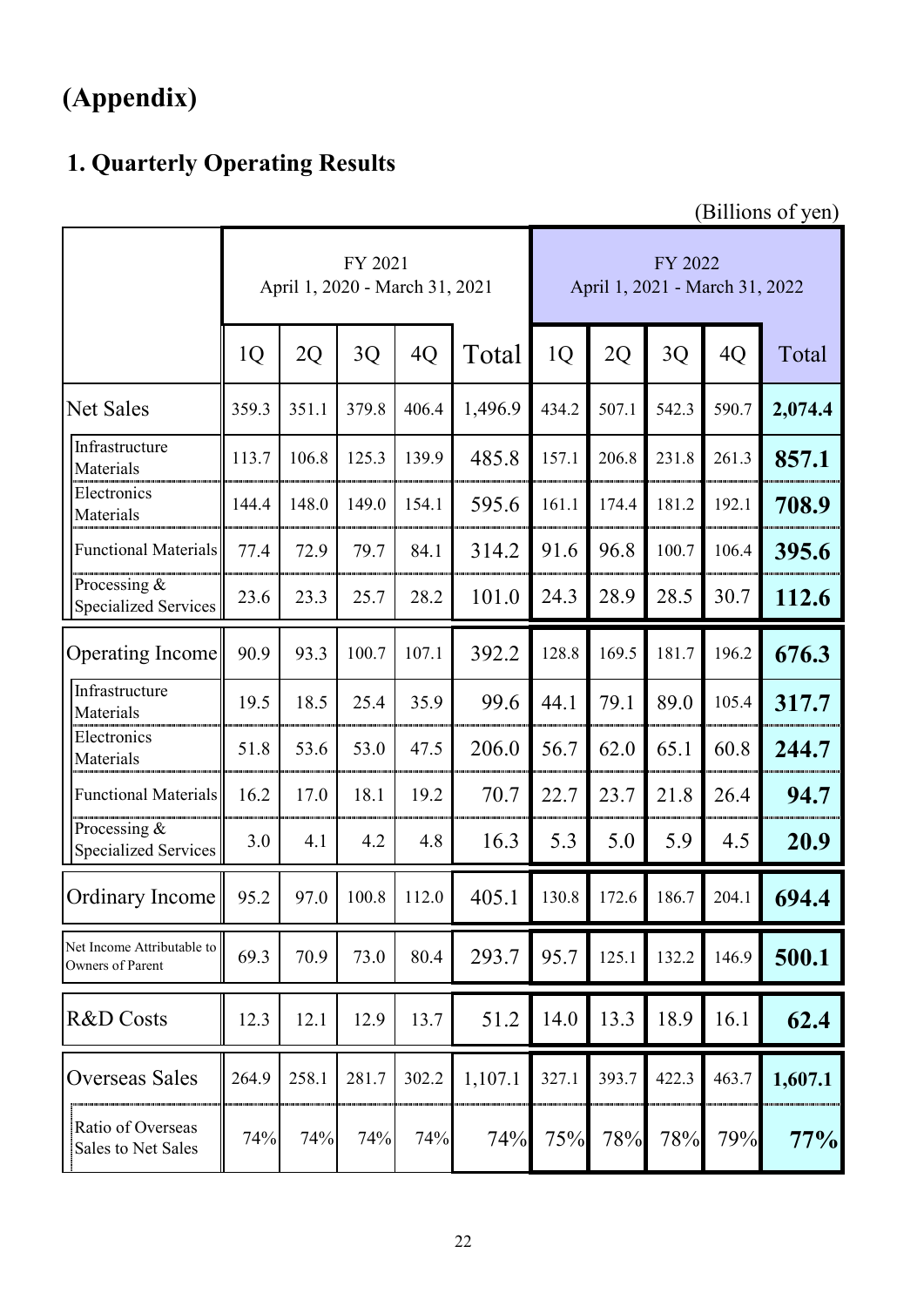# (Appendix)

## 1. Quarterly Operating Results

(Billions of yen)

| | FY 2021 April 1, 2020 - March 31, 2021 | | | | | FY 2022 April 1, 2021 - March 31, 2022 | | | | |
|---|---|---|---|---|---|---|---|---|---|---|
| | 1Q | 2Q | 3Q | 4Q | Total | 1Q | 2Q | 3Q | 4Q | Total |
| Net Sales | 359.3 | 351.1 | 379.8 | 406.4 | 1,496.9 | 434.2 | 507.1 | 542.3 | 590.7 | **2,074.4** |
| Infrastructure Materials | 113.7 | 106.8 | 125.3 | 139.9 | 485.8 | 157.1 | 206.8 | 231.8 | 261.3 | **857.1** |
| Electronics Materials | 144.4 | 148.0 | 149.0 | 154.1 | 595.6 | 161.1 | 174.4 | 181.2 | 192.1 | **708.9** |
| Functional Materials | 77.4 | 72.9 | 79.7 | 84.1 | 314.2 | 91.6 | 96.8 | 100.7 | 106.4 | **395.6** |
| Processing & Specialized Services | 23.6 | 23.3 | 25.7 | 28.2 | 101.0 | 24.3 | 28.9 | 28.5 | 30.7 | **112.6** |
| Operating Income | 90.9 | 93.3 | 100.7 | 107.1 | 392.2 | 128.8 | 169.5 | 181.7 | 196.2 | **676.3** |
| Infrastructure Materials | 19.5 | 18.5 | 25.4 | 35.9 | 99.6 | 44.1 | 79.1 | 89.0 | 105.4 | **317.7** |
| Electronics Materials | 51.8 | 53.6 | 53.0 | 47.5 | 206.0 | 56.7 | 62.0 | 65.1 | 60.8 | **244.7** |
| Functional Materials | 16.2 | 17.0 | 18.1 | 19.2 | 70.7 | 22.7 | 23.7 | 21.8 | 26.4 | **94.7** |
| Processing & Specialized Services | 3.0 | 4.1 | 4.2 | 4.8 | 16.3 | 5.3 | 5.0 | 5.9 | 4.5 | **20.9** |
| Ordinary Income | 95.2 | 97.0 | 100.8 | 112.0 | 405.1 | 130.8 | 172.6 | 186.7 | 204.1 | **694.4** |
| Net Income Attributable to Owners of Parent | 69.3 | 70.9 | 73.0 | 80.4 | 293.7 | 95.7 | 125.1 | 132.2 | 146.9 | **500.1** |
| R&D Costs | 12.3 | 12.1 | 12.9 | 13.7 | 51.2 | 14.0 | 13.3 | 18.9 | 16.1 | **62.4** |
| Overseas Sales | 264.9 | 258.1 | 281.7 | 302.2 | 1,107.1 | 327.1 | 393.7 | 422.3 | 463.7 | **1,607.1** |
| Ratio of Overseas Sales to Net Sales | 74% | 74% | 74% | 74% | 74% | 75% | 78% | 78% | 79% | **77%** |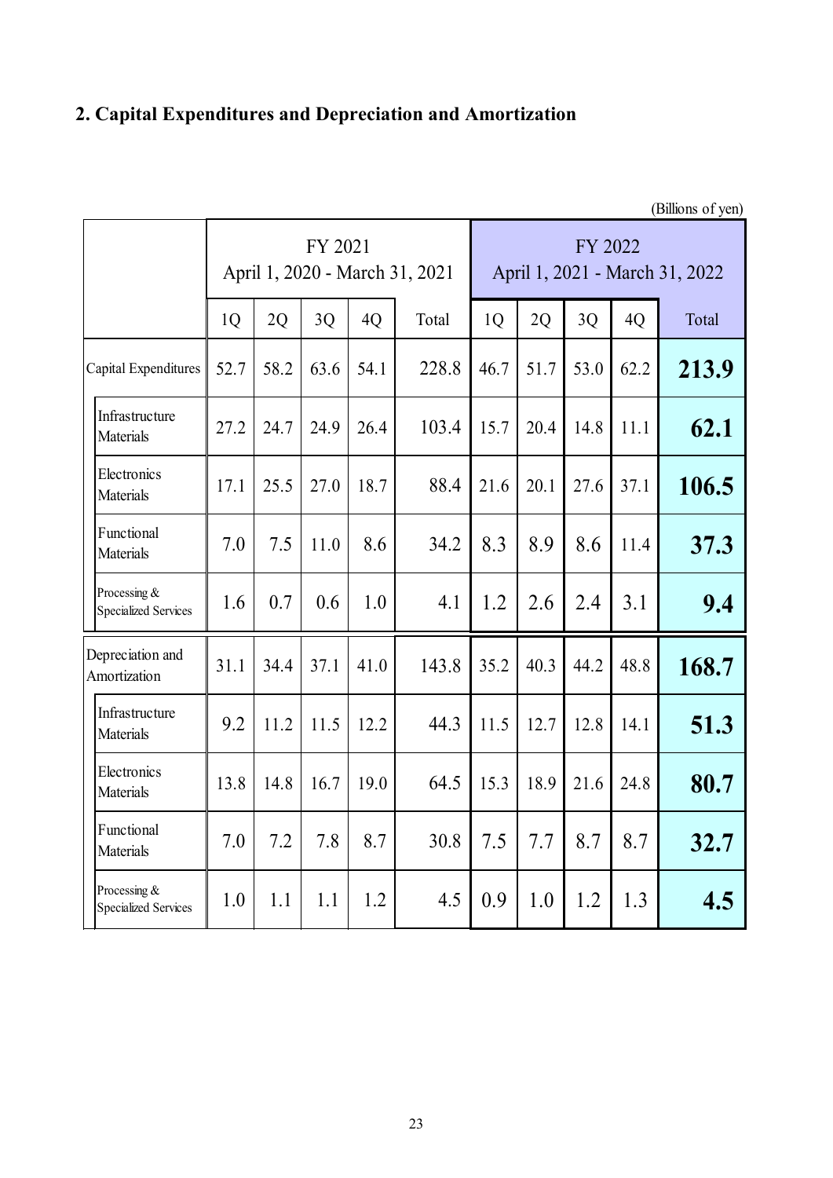## 2. Capital Expenditures and Depreciation and Amortization

(Billions of yen)

| | FY 2021 April 1, 2020 - March 31, 2021 | | | | | FY 2022 April 1, 2021 - March 31, 2022 | | | | |
|---|---|---|---|---|---|---|---|---|---|---|
| | 1Q | 2Q | 3Q | 4Q | Total | 1Q | 2Q | 3Q | 4Q | Total |
| Capital Expenditures | 52.7 | 58.2 | 63.6 | 54.1 | 228.8 | 46.7 | 51.7 | 53.0 | 62.2 | **213.9** |
| Infrastructure Materials | 27.2 | 24.7 | 24.9 | 26.4 | 103.4 | 15.7 | 20.4 | 14.8 | 11.1 | **62.1** |
| Electronics Materials | 17.1 | 25.5 | 27.0 | 18.7 | 88.4 | 21.6 | 20.1 | 27.6 | 37.1 | **106.5** |
| Functional Materials | 7.0 | 7.5 | 11.0 | 8.6 | 34.2 | 8.3 | 8.9 | 8.6 | 11.4 | **37.3** |
| Processing & Specialized Services | 1.6 | 0.7 | 0.6 | 1.0 | 4.1 | 1.2 | 2.6 | 2.4 | 3.1 | **9.4** |
| Depreciation and Amortization | 31.1 | 34.4 | 37.1 | 41.0 | 143.8 | 35.2 | 40.3 | 44.2 | 48.8 | **168.7** |
| Infrastructure Materials | 9.2 | 11.2 | 11.5 | 12.2 | 44.3 | 11.5 | 12.7 | 12.8 | 14.1 | **51.3** |
| Electronics Materials | 13.8 | 14.8 | 16.7 | 19.0 | 64.5 | 15.3 | 18.9 | 21.6 | 24.8 | **80.7** |
| Functional Materials | 7.0 | 7.2 | 7.8 | 8.7 | 30.8 | 7.5 | 7.7 | 8.7 | 8.7 | **32.7** |
| Processing & Specialized Services | 1.0 | 1.1 | 1.1 | 1.2 | 4.5 | 0.9 | 1.0 | 1.2 | 1.3 | **4.5** |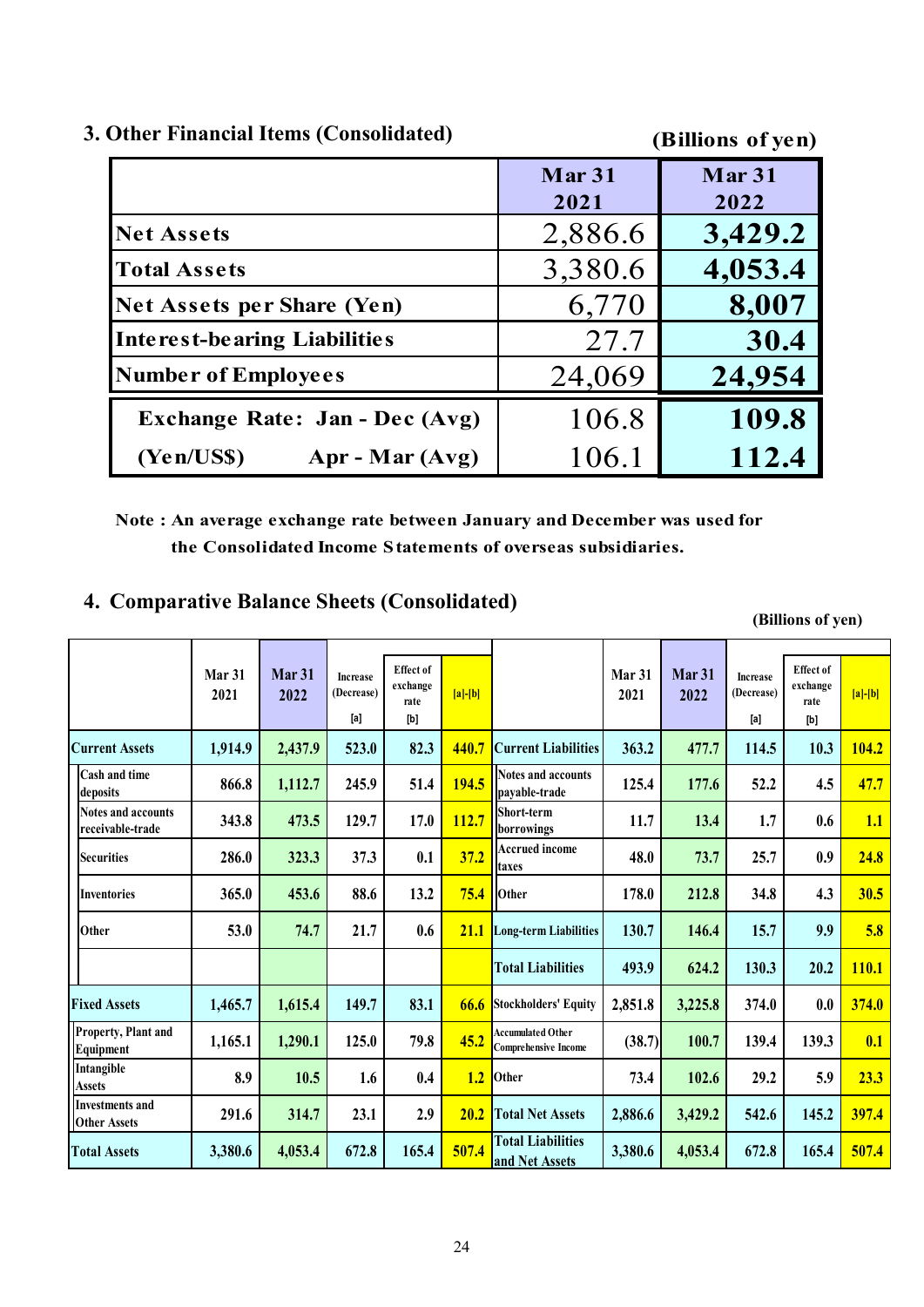## 3. Other Financial Items (Consolidated)

(Billions of yen)

| | Mar 31 2021 | Mar 31 2022 |
|---|---|---|
| Net Assets | 2,886.6 | **3,429.2** |
| Total Assets | 3,380.6 | **4,053.4** |
| Net Assets per Share (Yen) | 6,770 | **8,007** |
| Interest-bearing Liabilities | 27.7 | **30.4** |
| Number of Employees | 24,069 | **24,954** |
| Exchange Rate: Jan - Dec (Avg) | 106.8 | **109.8** |
| (Yen/US$) Apr - Mar (Avg) | 106.1 | **112.4** |

**Note : An average exchange rate between January and December was used for the Consolidated Income Statements of overseas subsidiaries.**

## 4. Comparative Balance Sheets (Consolidated)

(Billions of yen)

| | Mar 31 2021 | Mar 31 2022 | Increase (Decrease) [a] | Effect of exchange rate [b] | [a]-[b] | | Mar 31 2021 | Mar 31 2022 | Increase (Decrease) [a] | Effect of exchange rate [b] | [a]-[b] |
|---|---|---|---|---|---|---|---|---|---|---|---|
| Current Assets | 1,914.9 | 2,437.9 | 523.0 | 82.3 | 440.7 | Current Liabilities | 363.2 | 477.7 | 114.5 | 10.3 | 104.2 |
| Cash and time deposits | 866.8 | 1,112.7 | 245.9 | 51.4 | 194.5 | Notes and accounts payable-trade | 125.4 | 177.6 | 52.2 | 4.5 | 47.7 |
| Notes and accounts receivable-trade | 343.8 | 473.5 | 129.7 | 17.0 | 112.7 | Short-term borrowings | 11.7 | 13.4 | 1.7 | 0.6 | 1.1 |
| Securities | 286.0 | 323.3 | 37.3 | 0.1 | 37.2 | Accrued income taxes | 48.0 | 73.7 | 25.7 | 0.9 | 24.8 |
| Inventories | 365.0 | 453.6 | 88.6 | 13.2 | 75.4 | Other | 178.0 | 212.8 | 34.8 | 4.3 | 30.5 |
| Other | 53.0 | 74.7 | 21.7 | 0.6 | 21.1 | Long-term Liabilities | 130.7 | 146.4 | 15.7 | 9.9 | 5.8 |
| | | | | | | Total Liabilities | 493.9 | 624.2 | 130.3 | 20.2 | 110.1 |
| Fixed Assets | 1,465.7 | 1,615.4 | 149.7 | 83.1 | 66.6 | Stockholders' Equity | 2,851.8 | 3,225.8 | 374.0 | 0.0 | 374.0 |
| Property, Plant and Equipment | 1,165.1 | 1,290.1 | 125.0 | 79.8 | 45.2 | Accumulated Other Comprehensive Income | (38.7) | 100.7 | 139.4 | 139.3 | 0.1 |
| Intangible Assets | 8.9 | 10.5 | 1.6 | 0.4 | 1.2 | Other | 73.4 | 102.6 | 29.2 | 5.9 | 23.3 |
| Investments and Other Assets | 291.6 | 314.7 | 23.1 | 2.9 | 20.2 | Total Net Assets | 2,886.6 | 3,429.2 | 542.6 | 145.2 | 397.4 |
| Total Assets | 3,380.6 | 4,053.4 | 672.8 | 165.4 | 507.4 | Total Liabilities and Net Assets | 3,380.6 | 4,053.4 | 672.8 | 165.4 | 507.4 |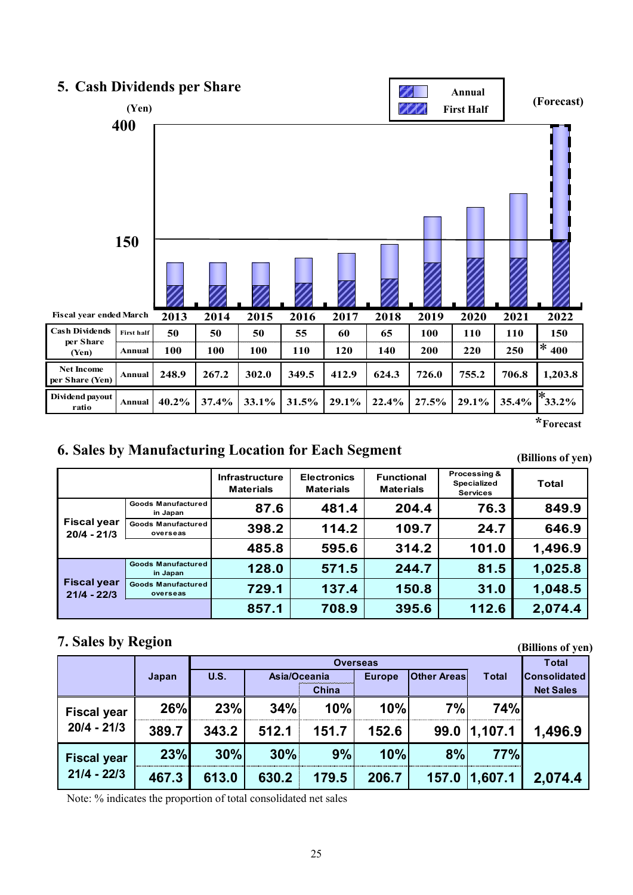## 5. Cash Dividends per Share

(Yen)

Annual / First Half — (Forecast)

| Fiscal year ended March | | 2013 | 2014 | 2015 | 2016 | 2017 | 2018 | 2019 | 2020 | 2021 | 2022 |
|---|---|---|---|---|---|---|---|---|---|---|---|
| Cash Dividends per Share (Yen) | First half | 50 | 50 | 50 | 55 | 60 | 65 | 100 | 110 | 110 | 150 |
| | Annual | 100 | 100 | 100 | 110 | 120 | 140 | 200 | 220 | 250 | * 400 |
| Net Income per Share (Yen) | Annual | 248.9 | 267.2 | 302.0 | 349.5 | 412.9 | 624.3 | 726.0 | 755.2 | 706.8 | 1,203.8 |
| Dividend payout ratio | Annual | 40.2% | 37.4% | 33.1% | 31.5% | 29.1% | 22.4% | 27.5% | 29.1% | 35.4% | *33.2% |

*Forecast

## 6. Sales by Manufacturing Location for Each Segment

(Billions of yen)

| | | Infrastructure Materials | Electronics Materials | Functional Materials | Processing & Specialized Services | Total |
|---|---|---|---|---|---|---|
| Fiscal year 20/4 - 21/3 | Goods Manufactured in Japan | 87.6 | 481.4 | 204.4 | 76.3 | 849.9 |
| | Goods Manufactured overseas | 398.2 | 114.2 | 109.7 | 24.7 | 646.9 |
| | | 485.8 | 595.6 | 314.2 | 101.0 | 1,496.9 |
| Fiscal year 21/4 - 22/3 | Goods Manufactured in Japan | 128.0 | 571.5 | 244.7 | 81.5 | 1,025.8 |
| | Goods Manufactured overseas | 729.1 | 137.4 | 150.8 | 31.0 | 1,048.5 |
| | | 857.1 | 708.9 | 395.6 | 112.6 | 2,074.4 |

## 7. Sales by Region

(Billions of yen)

| | Japan | Overseas | | | | | | Total Consolidated Net Sales |
|---|---|---|---|---|---|---|---|---|
| | | U.S. | Asia/Oceania | China | Europe | Other Areas | Total | |
| Fiscal year 20/4 - 21/3 | 26% | 23% | 34% | 10% | 10% | 7% | 74% | |
| | 389.7 | 343.2 | 512.1 | 151.7 | 152.6 | 99.0 | 1,107.1 | 1,496.9 |
| Fiscal year 21/4 - 22/3 | 23% | 30% | 30% | 9% | 10% | 8% | 77% | |
| | 467.3 | 613.0 | 630.2 | 179.5 | 206.7 | 157.0 | 1,607.1 | 2,074.4 |

Note: % indicates the proportion of total consolidated net sales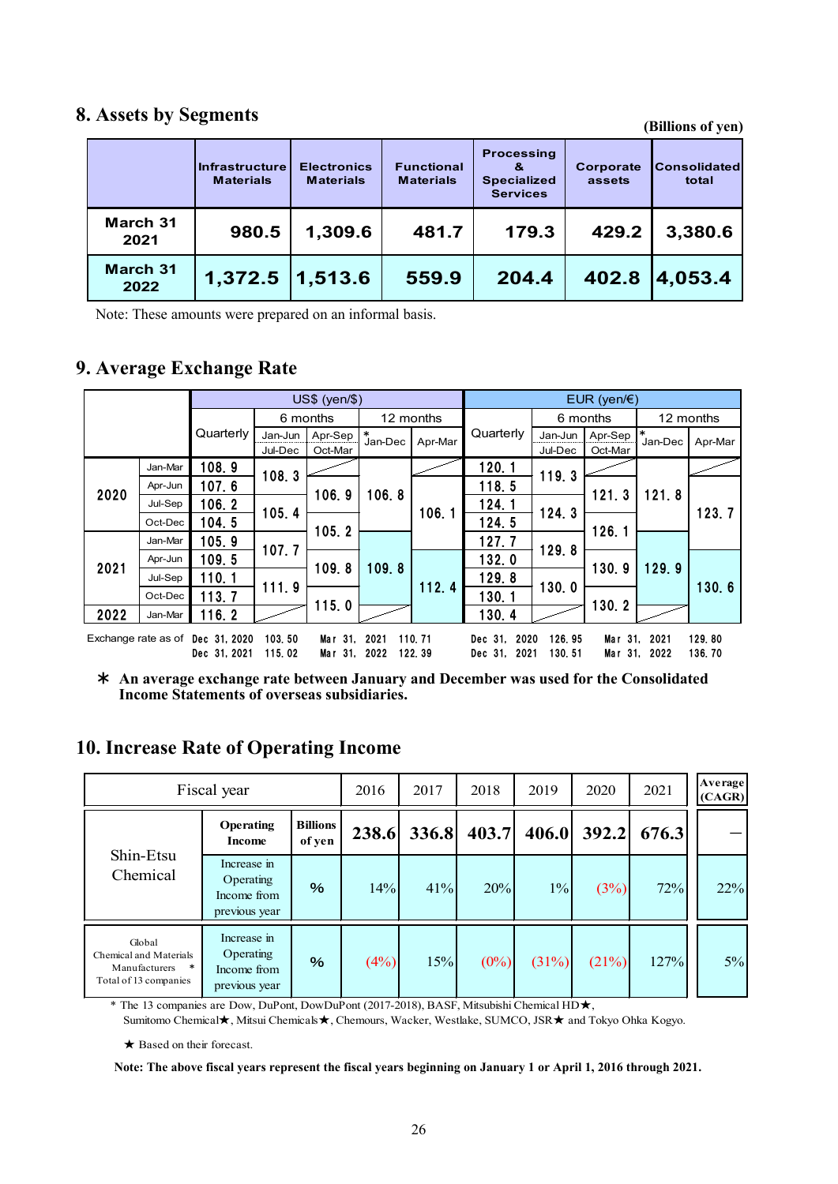## 8. Assets by Segments

(Billions of yen)

| | Infrastructure Materials | Electronics Materials | Functional Materials | Processing & Specialized Services | Corporate assets | Consolidated total |
|---|---|---|---|---|---|---|
| March 31 2021 | 980.5 | 1,309.6 | 481.7 | 179.3 | 429.2 | 3,380.6 |
| March 31 2022 | 1,372.5 | 1,513.6 | 559.9 | 204.4 | 402.8 | 4,053.4 |

Note: These amounts were prepared on an informal basis.

## 9. Average Exchange Rate

| | | US$ (yen/$) | | | | | EUR (yen/€) | | | | |
|---|---|---|---|---|---|---|---|---|---|---|---|
| | | Quarterly | 6 months Jan-Jun / Jul-Dec | 6 months Apr-Sep / Oct-Mar | 12 months * Jan-Dec | 12 months Apr-Mar | Quarterly | 6 months Jan-Jun / Jul-Dec | 6 months Apr-Sep / Oct-Mar | 12 months * Jan-Dec | 12 months Apr-Mar |
| 2020 | Jan-Mar | 108.9 | 108.3 | | 106.8 | | 120.1 | 119.3 | | 121.8 | |
| | Apr-Jun | 107.6 | | 106.9 | | 106.1 | 118.5 | | 121.3 | | 123.7 |
| | Jul-Sep | 106.2 | 105.4 | | | | 124.1 | 124.3 | | | |
| | Oct-Dec | 104.5 | | 105.2 | | | 124.5 | | 126.1 | | |
| 2021 | Jan-Mar | 105.9 | 107.7 | | 109.8 | | 127.7 | 129.8 | | 129.9 | |
| | Apr-Jun | 109.5 | | 109.8 | | 112.4 | 132.0 | | 130.9 | | 130.6 |
| | Jul-Sep | 110.1 | 111.9 | | | | 129.8 | 130.0 | | | |
| | Oct-Dec | 113.7 | | 115.0 | | | 130.1 | | 130.2 | | |
| 2022 | Jan-Mar | 116.2 | | | | | 130.4 | | | | |

| Exchange rate as of | US$ | | | | EUR | | | |
|---|---|---|---|---|---|---|---|---|
| | Dec 31, 2020 | 103.50 | Mar 31, 2021 | 110.71 | Dec 31, 2020 | 126.95 | Mar 31, 2021 | 129.80 |
| | Dec 31, 2021 | 115.02 | Mar 31, 2022 | 122.39 | Dec 31, 2021 | 130.51 | Mar 31, 2022 | 136.70 |

**＊ An average exchange rate between January and December was used for the Consolidated Income Statements of overseas subsidiaries.**

## 10. Increase Rate of Operating Income

| Fiscal year | | | 2016 | 2017 | 2018 | 2019 | 2020 | 2021 | Average (CAGR) |
|---|---|---|---|---|---|---|---|---|---|
| Shin-Etsu Chemical | Operating Income | Billions of yen | 238.6 | 336.8 | 403.7 | 406.0 | 392.2 | 676.3 | – |
| | Increase in Operating Income from previous year | % | 14% | 41% | 20% | 1% | (3%) | 72% | 22% |
| Global Chemical and Materials Manufacturers * Total of 13 companies | Increase in Operating Income from previous year | % | (4%) | 15% | (0%) | (31%) | (21%) | 127% | 5% |

\* The 13 companies are Dow, DuPont, DowDuPont (2017-2018), BASF, Mitsubishi Chemical HD★, Sumitomo Chemical★, Mitsui Chemicals★, Chemours, Wacker, Westlake, SUMCO, JSR★ and Tokyo Ohka Kogyo.

★ Based on their forecast.

**Note: The above fiscal years represent the fiscal years beginning on January 1 or April 1, 2016 through 2021.**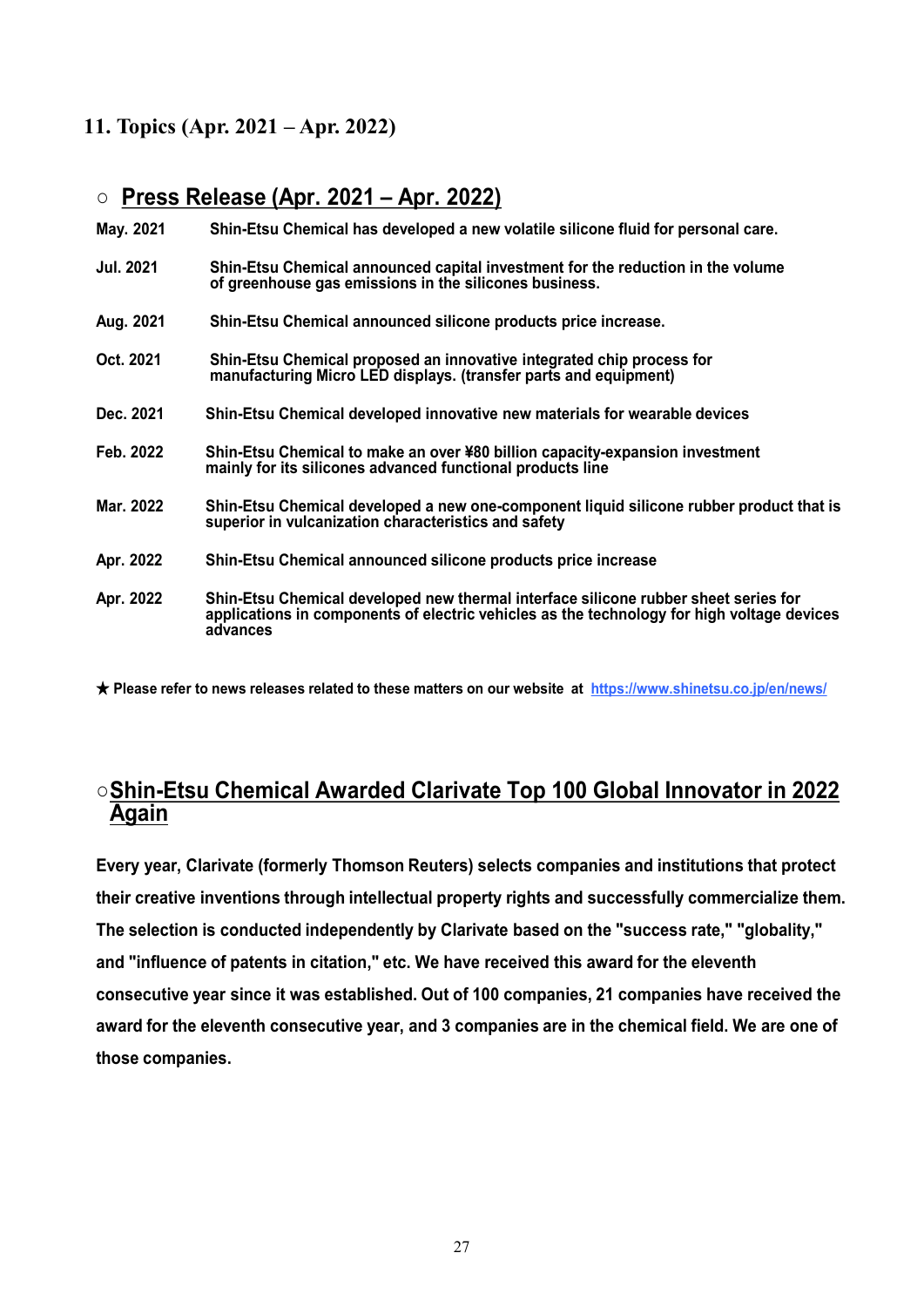## 11. Topics (Apr. 2021 – Apr. 2022)

### ○ Press Release (Apr. 2021 – Apr. 2022)

| | |
|---|---|
| May. 2021 | Shin-Etsu Chemical has developed a new volatile silicone fluid for personal care. |
| Jul. 2021 | Shin-Etsu Chemical announced capital investment for the reduction in the volume of greenhouse gas emissions in the silicones business. |
| Aug. 2021 | Shin-Etsu Chemical announced silicone products price increase. |
| Oct. 2021 | Shin-Etsu Chemical proposed an innovative integrated chip process for manufacturing Micro LED displays. (transfer parts and equipment) |
| Dec. 2021 | Shin-Etsu Chemical developed innovative new materials for wearable devices |
| Feb. 2022 | Shin-Etsu Chemical to make an over ¥80 billion capacity-expansion investment mainly for its silicones advanced functional products line |
| Mar. 2022 | Shin-Etsu Chemical developed a new one-component liquid silicone rubber product that is superior in vulcanization characteristics and safety |
| Apr. 2022 | Shin-Etsu Chemical announced silicone products price increase |
| Apr. 2022 | Shin-Etsu Chemical developed new thermal interface silicone rubber sheet series for applications in components of electric vehicles as the technology for high voltage devices advances |

★ Please refer to news releases related to these matters on our website at https://www.shinetsu.co.jp/en/news/

### ○Shin-Etsu Chemical Awarded Clarivate Top 100 Global Innovator in 2022 Again

Every year, Clarivate (formerly Thomson Reuters) selects companies and institutions that protect their creative inventions through intellectual property rights and successfully commercialize them. The selection is conducted independently by Clarivate based on the "success rate," "globality," and "influence of patents in citation," etc. We have received this award for the eleventh consecutive year since it was established. Out of 100 companies, 21 companies have received the award for the eleventh consecutive year, and 3 companies are in the chemical field. We are one of those companies.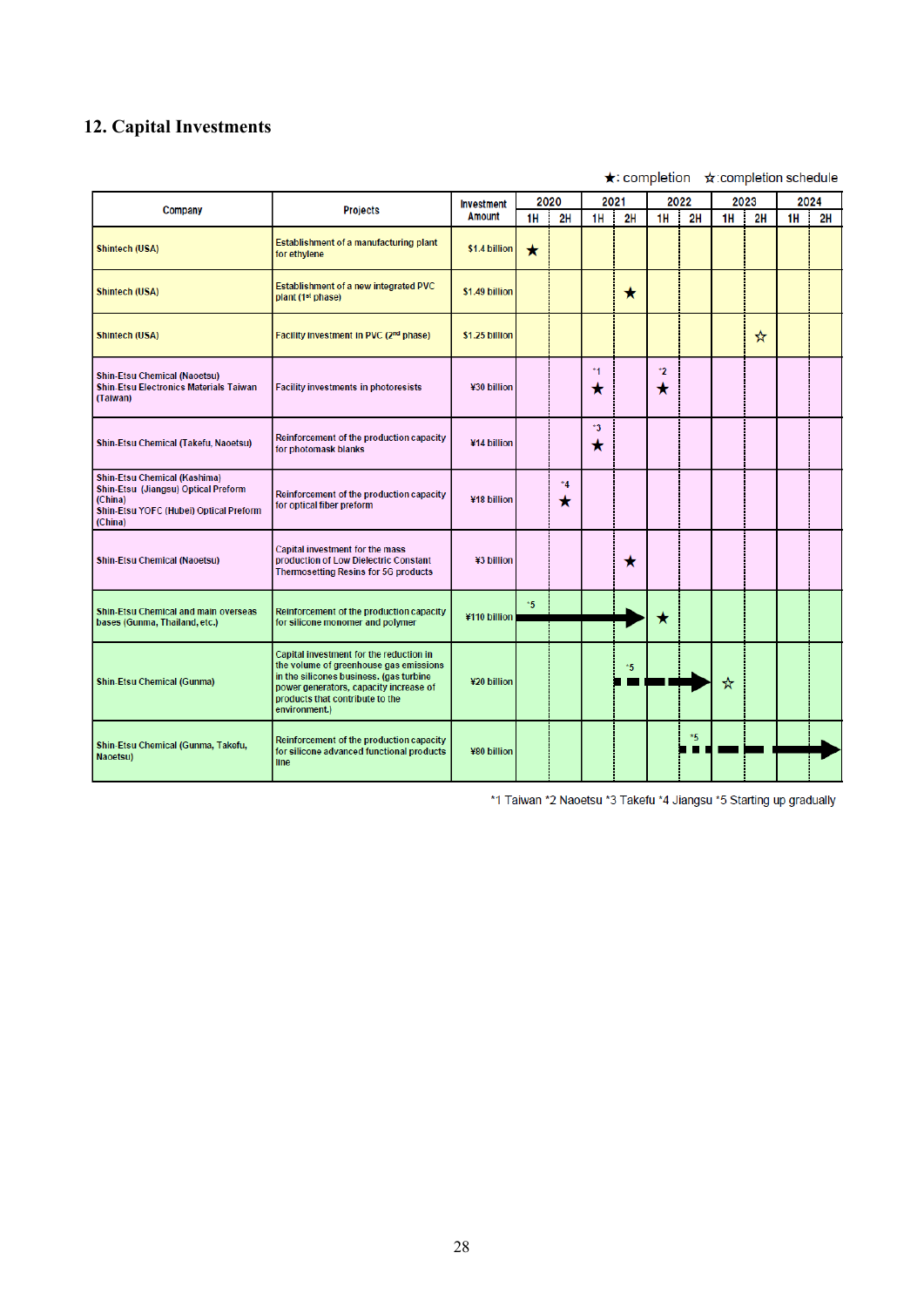## 12. Capital Investments

★: completion ☆:completion schedule

| Company | Projects | Investment Amount | 2020 | | 2021 | | 2022 | | 2023 | | 2024 | |
|---|---|---|---|---|---|---|---|---|---|---|---|---|
| | | | 1H | 2H | 1H | 2H | 1H | 2H | 1H | 2H | 1H | 2H |
| Shintech (USA) | Establishment of a manufacturing plant for ethylene | $1.4 billion | ★ | | | | | | | | | |
| Shintech (USA) | Establishment of a new integrated PVC plant (1st phase) | $1.49 billion | | | | ★ | | | | | | |
| Shintech (USA) | Facility investment in PVC (2nd phase) | $1.25 billion | | | | | | | | ☆ | | |
| Shin-Etsu Chemical (Naoetsu) Shin-Etsu Electronics Materials Taiwan (Taiwan) | Facility investments in photoresists | ¥30 billion | | | *1 ★ | | *2 ★ | | | | | |
| Shin-Etsu Chemical (Takefu, Naoetsu) | Reinforcement of the production capacity for photomask blanks | ¥14 billion | | | *3 ★ | | | | | | | |
| Shin-Etsu Chemical (Kashima) Shin-Etsu (Jiangsu) Optical Preform (China) Shin-Etsu YOFC (Hubei) Optical Preform (China) | Reinforcement of the production capacity for optical fiber preform | ¥18 billion | | *4 ★ | | | | | | | | |
| Shin-Etsu Chemical (Naoetsu) | Capital investment for the mass production of Low Dielectric Constant Thermosetting Resins for 5G products | ¥3 billion | | | | ★ | | | | | | |
| Shin-Etsu Chemical and main overseas bases (Gunma, Thailand, etc.) | Reinforcement of the production capacity for silicone monomer and polymer | ¥110 billion | *5 → | → | → | → | ★ | | | | | |
| Shin-Etsu Chemical (Gunma) | Capital investment for the reduction in the volume of greenhouse gas emissions in the silicones business. (gas turbine power generators, capacity increase of products that contribute to the environment.) | ¥20 billion | | | | *5 - - → | - - → | - - → | ☆ | | | |
| Shin-Etsu Chemical (Gunma, Takefu, Naoetsu) | Reinforcement of the production capacity for silicone advanced functional products line | ¥80 billion | | | | | | *5 - - → | - - → | - - → | - - → | - - → |

*1 Taiwan *2 Naoetsu *3 Takefu *4 Jiangsu *5 Starting up gradually